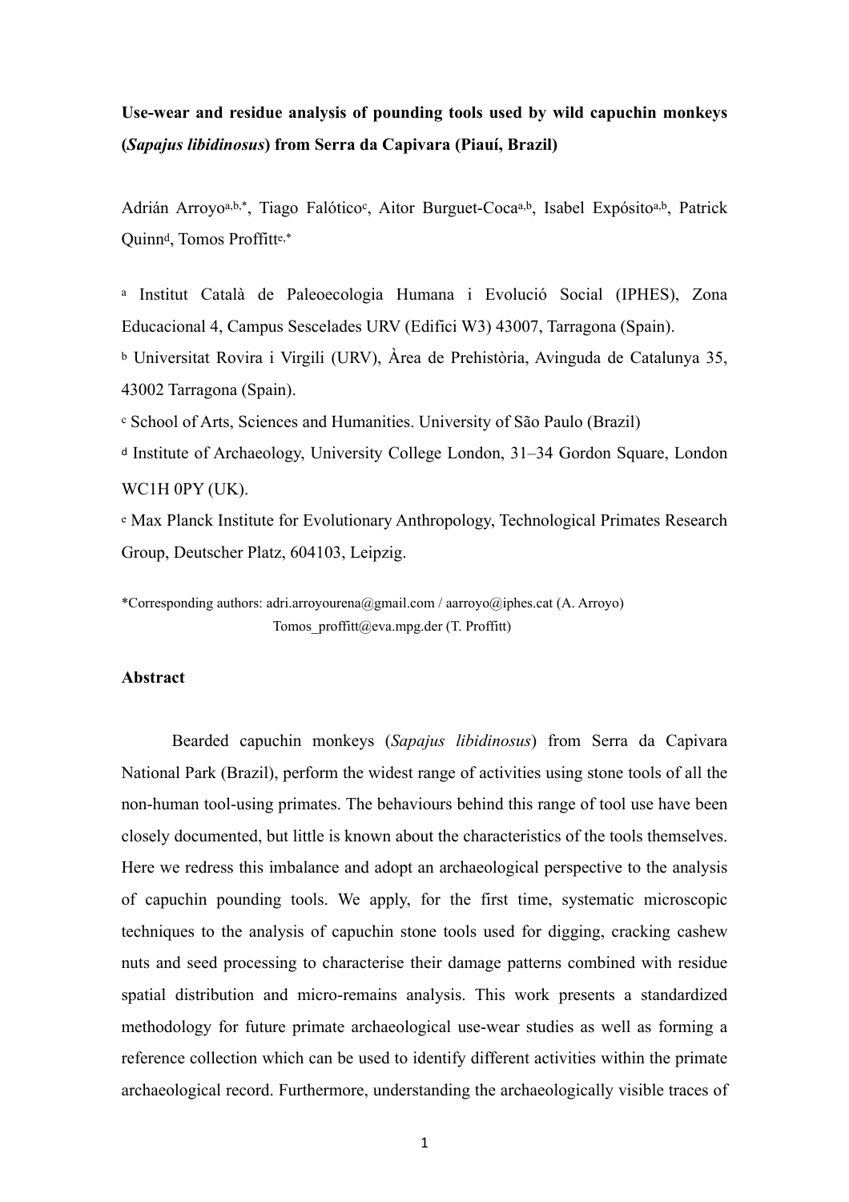**Use-wear and residue analysis of pounding tools used by wild capuchin monkeys (*Sapajus libidinosus*) from Serra da Capivara (Piauí, Brazil)**

Adrián Arroyo[a,b,*], Tiago Falótico[c], Aitor Burguet-Coca[a,b], Isabel Expósito[a,b], Patrick Quinn[d], Tomos Proffitt[e,*]

[a] Institut Català de Paleoecologia Humana i Evolució Social (IPHES), Zona Educacional 4, Campus Sescelades URV (Edifici W3) 43007, Tarragona (Spain).

[b] Universitat Rovira i Virgili (URV), Àrea de Prehistòria, Avinguda de Catalunya 35, 43002 Tarragona (Spain).

[c] School of Arts, Sciences and Humanities. University of São Paulo (Brazil)

[d] Institute of Archaeology, University College London, 31–34 Gordon Square, London WC1H 0PY (UK).

[e] Max Planck Institute for Evolutionary Anthropology, Technological Primates Research Group, Deutscher Platz, 604103, Leipzig.

*Corresponding authors: adri.arroyourena@gmail.com / aarroyo@iphes.cat (A. Arroyo)
Tomos_proffitt@eva.mpg.der (T. Proffitt)

## Abstract

Bearded capuchin monkeys (*Sapajus libidinosus*) from Serra da Capivara National Park (Brazil), perform the widest range of activities using stone tools of all the non-human tool-using primates. The behaviours behind this range of tool use have been closely documented, but little is known about the characteristics of the tools themselves. Here we redress this imbalance and adopt an archaeological perspective to the analysis of capuchin pounding tools. We apply, for the first time, systematic microscopic techniques to the analysis of capuchin stone tools used for digging, cracking cashew nuts and seed processing to characterise their damage patterns combined with residue spatial distribution and micro-remains analysis. This work presents a standardized methodology for future primate archaeological use-wear studies as well as forming a reference collection which can be used to identify different activities within the primate archaeological record. Furthermore, understanding the archaeologically visible traces of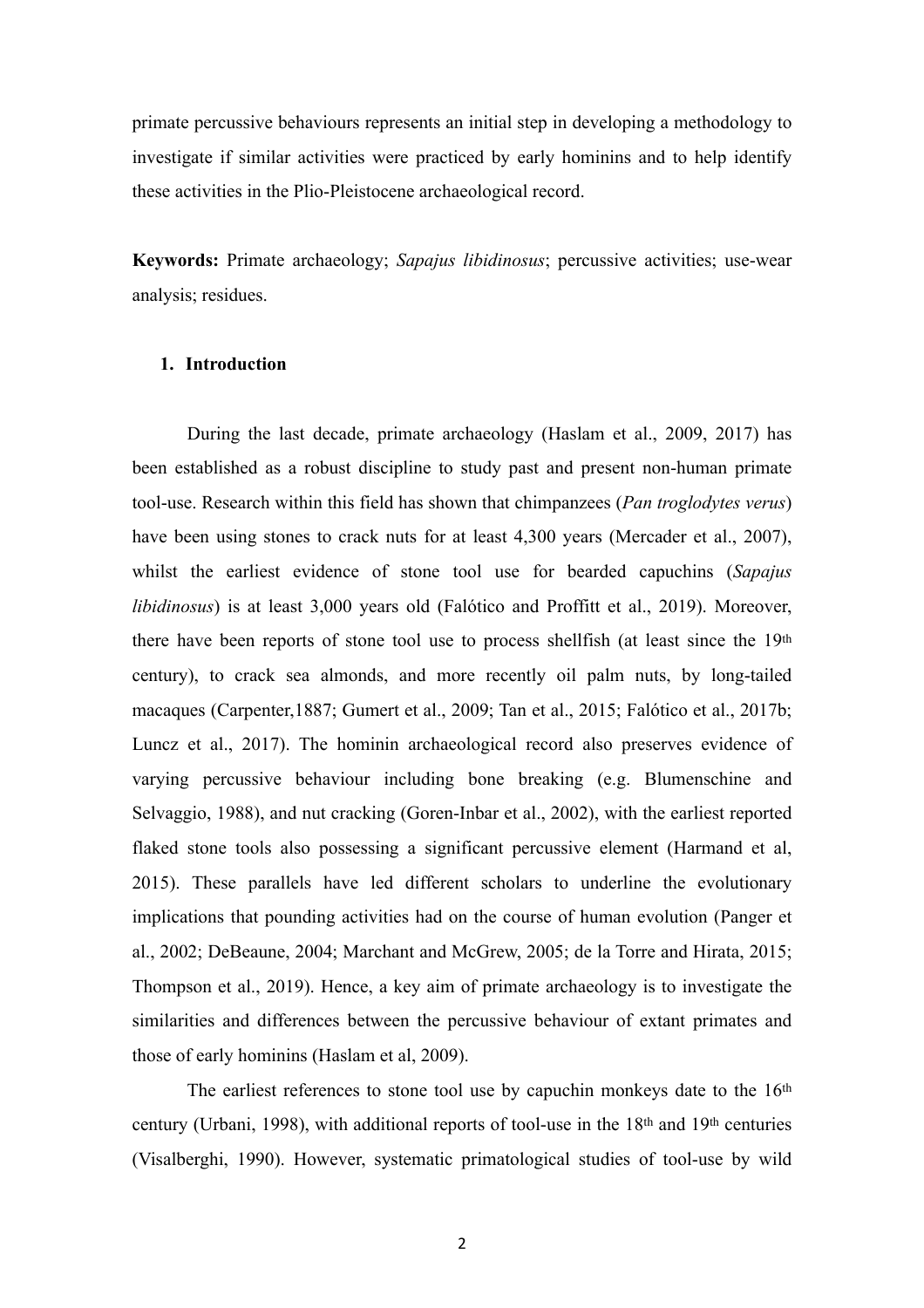primate percussive behaviours represents an initial step in developing a methodology to investigate if similar activities were practiced by early hominins and to help identify these activities in the Plio-Pleistocene archaeological record.

**Keywords:** Primate archaeology; *Sapajus libidinosus*; percussive activities; use-wear analysis; residues.

## 1. Introduction

During the last decade, primate archaeology (Haslam et al., 2009, 2017) has been established as a robust discipline to study past and present non-human primate tool-use. Research within this field has shown that chimpanzees (*Pan troglodytes verus*) have been using stones to crack nuts for at least 4,300 years (Mercader et al., 2007), whilst the earliest evidence of stone tool use for bearded capuchins (*Sapajus libidinosus*) is at least 3,000 years old (Falótico and Proffitt et al., 2019). Moreover, there have been reports of stone tool use to process shellfish (at least since the 19th century), to crack sea almonds, and more recently oil palm nuts, by long-tailed macaques (Carpenter,1887; Gumert et al., 2009; Tan et al., 2015; Falótico et al., 2017b; Luncz et al., 2017). The hominin archaeological record also preserves evidence of varying percussive behaviour including bone breaking (e.g. Blumenschine and Selvaggio, 1988), and nut cracking (Goren-Inbar et al., 2002), with the earliest reported flaked stone tools also possessing a significant percussive element (Harmand et al, 2015). These parallels have led different scholars to underline the evolutionary implications that pounding activities had on the course of human evolution (Panger et al., 2002; DeBeaune, 2004; Marchant and McGrew, 2005; de la Torre and Hirata, 2015; Thompson et al., 2019). Hence, a key aim of primate archaeology is to investigate the similarities and differences between the percussive behaviour of extant primates and those of early hominins (Haslam et al, 2009).

The earliest references to stone tool use by capuchin monkeys date to the 16th century (Urbani, 1998), with additional reports of tool-use in the 18th and 19th centuries (Visalberghi, 1990). However, systematic primatological studies of tool-use by wild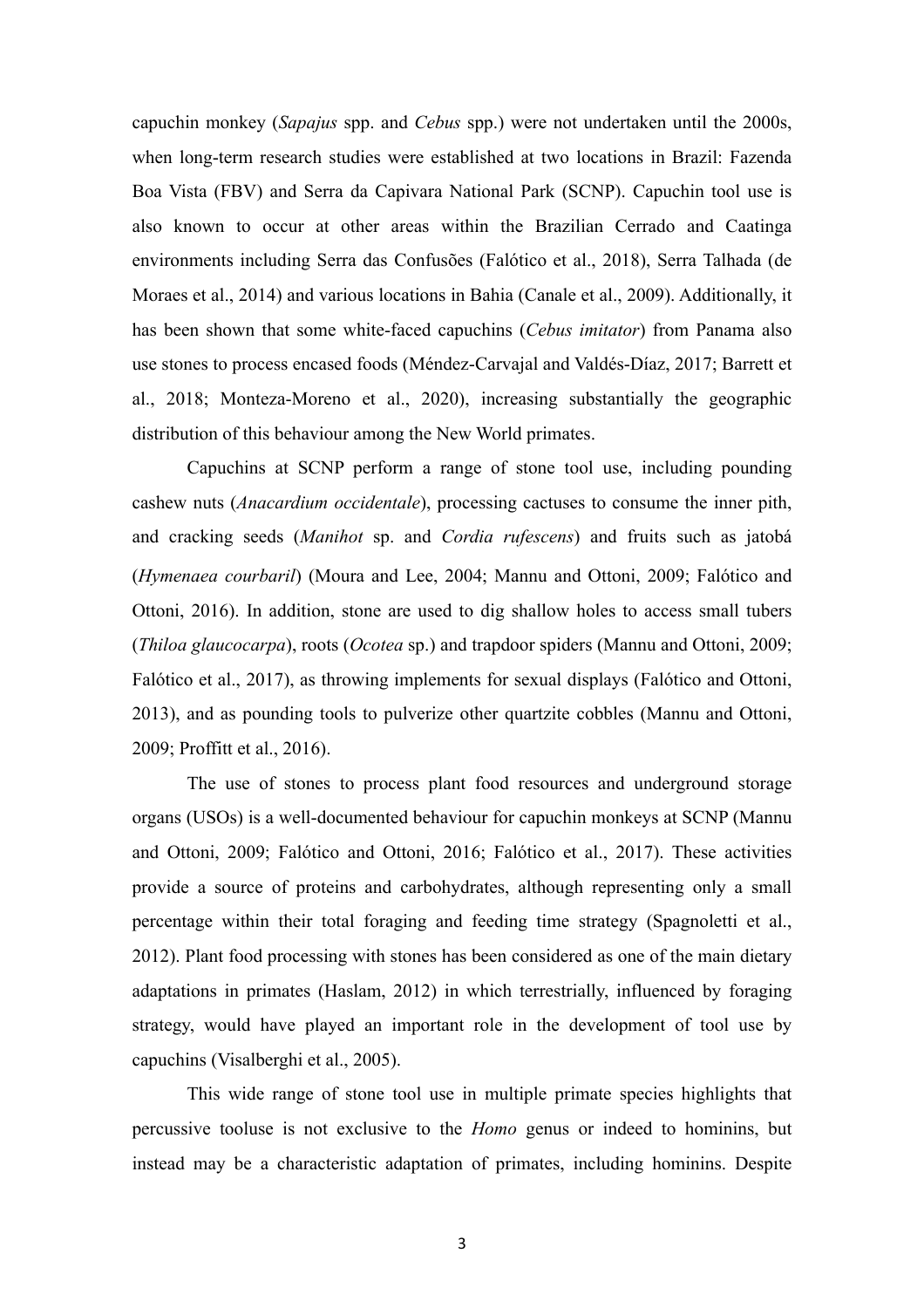capuchin monkey (*Sapajus* spp. and *Cebus* spp.) were not undertaken until the 2000s, when long-term research studies were established at two locations in Brazil: Fazenda Boa Vista (FBV) and Serra da Capivara National Park (SCNP). Capuchin tool use is also known to occur at other areas within the Brazilian Cerrado and Caatinga environments including Serra das Confusões (Falótico et al., 2018), Serra Talhada (de Moraes et al., 2014) and various locations in Bahia (Canale et al., 2009). Additionally, it has been shown that some white-faced capuchins (*Cebus imitator*) from Panama also use stones to process encased foods (Méndez-Carvajal and Valdés-Díaz, 2017; Barrett et al., 2018; Monteza-Moreno et al., 2020), increasing substantially the geographic distribution of this behaviour among the New World primates.

Capuchins at SCNP perform a range of stone tool use, including pounding cashew nuts (*Anacardium occidentale*), processing cactuses to consume the inner pith, and cracking seeds (*Manihot* sp. and *Cordia rufescens*) and fruits such as jatobá (*Hymenaea courbaril*) (Moura and Lee, 2004; Mannu and Ottoni, 2009; Falótico and Ottoni, 2016). In addition, stone are used to dig shallow holes to access small tubers (*Thiloa glaucocarpa*), roots (*Ocotea* sp.) and trapdoor spiders (Mannu and Ottoni, 2009; Falótico et al., 2017), as throwing implements for sexual displays (Falótico and Ottoni, 2013), and as pounding tools to pulverize other quartzite cobbles (Mannu and Ottoni, 2009; Proffitt et al., 2016).

The use of stones to process plant food resources and underground storage organs (USOs) is a well-documented behaviour for capuchin monkeys at SCNP (Mannu and Ottoni, 2009; Falótico and Ottoni, 2016; Falótico et al., 2017). These activities provide a source of proteins and carbohydrates, although representing only a small percentage within their total foraging and feeding time strategy (Spagnoletti et al., 2012). Plant food processing with stones has been considered as one of the main dietary adaptations in primates (Haslam, 2012) in which terrestrially, influenced by foraging strategy, would have played an important role in the development of tool use by capuchins (Visalberghi et al., 2005).

This wide range of stone tool use in multiple primate species highlights that percussive tooluse is not exclusive to the *Homo* genus or indeed to hominins, but instead may be a characteristic adaptation of primates, including hominins. Despite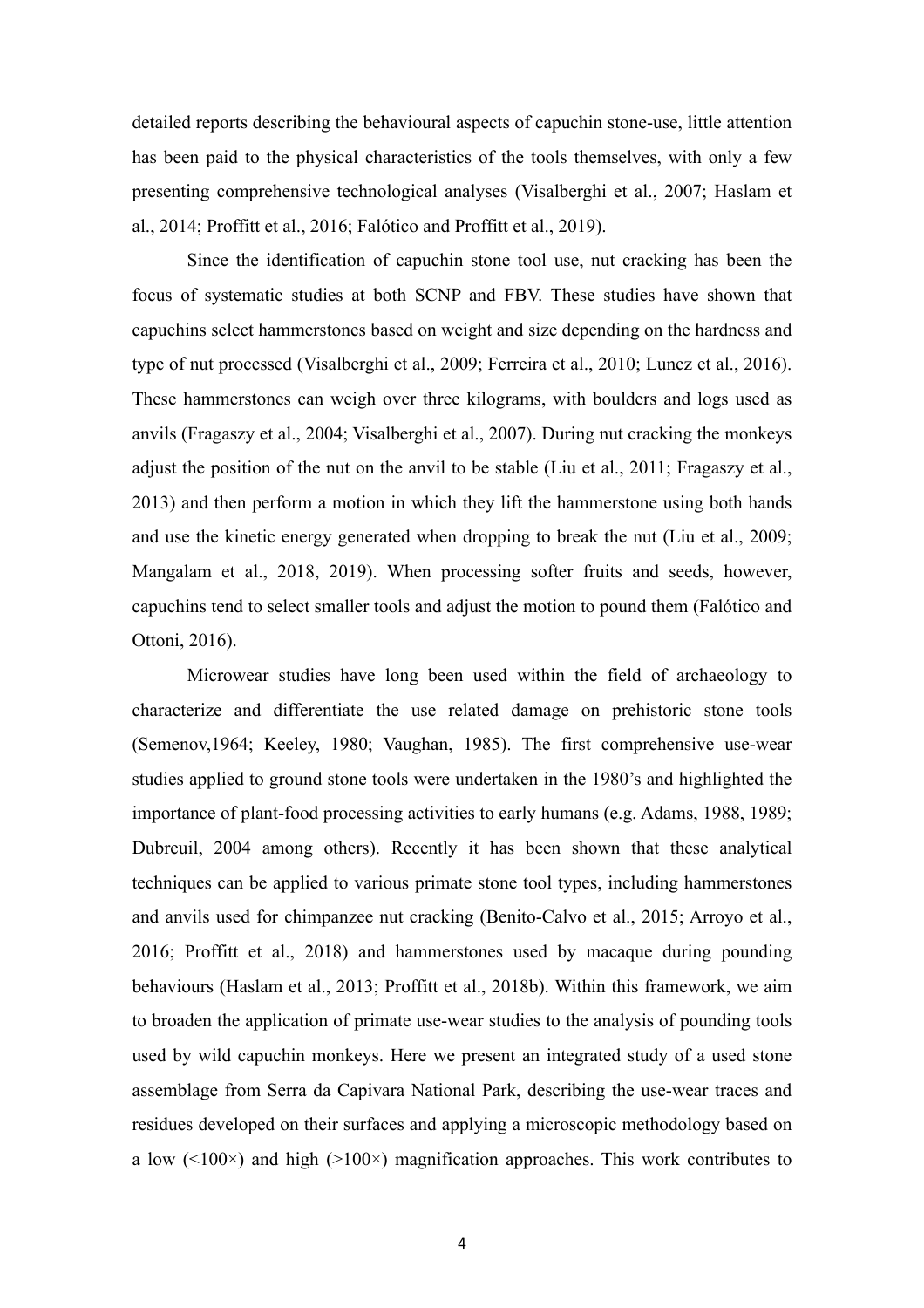detailed reports describing the behavioural aspects of capuchin stone-use, little attention has been paid to the physical characteristics of the tools themselves, with only a few presenting comprehensive technological analyses (Visalberghi et al., 2007; Haslam et al., 2014; Proffitt et al., 2016; Falótico and Proffitt et al., 2019).

Since the identification of capuchin stone tool use, nut cracking has been the focus of systematic studies at both SCNP and FBV. These studies have shown that capuchins select hammerstones based on weight and size depending on the hardness and type of nut processed (Visalberghi et al., 2009; Ferreira et al., 2010; Luncz et al., 2016). These hammerstones can weigh over three kilograms, with boulders and logs used as anvils (Fragaszy et al., 2004; Visalberghi et al., 2007). During nut cracking the monkeys adjust the position of the nut on the anvil to be stable (Liu et al., 2011; Fragaszy et al., 2013) and then perform a motion in which they lift the hammerstone using both hands and use the kinetic energy generated when dropping to break the nut (Liu et al., 2009; Mangalam et al., 2018, 2019). When processing softer fruits and seeds, however, capuchins tend to select smaller tools and adjust the motion to pound them (Falótico and Ottoni, 2016).

Microwear studies have long been used within the field of archaeology to characterize and differentiate the use related damage on prehistoric stone tools (Semenov,1964; Keeley, 1980; Vaughan, 1985). The first comprehensive use-wear studies applied to ground stone tools were undertaken in the 1980's and highlighted the importance of plant-food processing activities to early humans (e.g. Adams, 1988, 1989; Dubreuil, 2004 among others). Recently it has been shown that these analytical techniques can be applied to various primate stone tool types, including hammerstones and anvils used for chimpanzee nut cracking (Benito-Calvo et al., 2015; Arroyo et al., 2016; Proffitt et al., 2018) and hammerstones used by macaque during pounding behaviours (Haslam et al., 2013; Proffitt et al., 2018b). Within this framework, we aim to broaden the application of primate use-wear studies to the analysis of pounding tools used by wild capuchin monkeys. Here we present an integrated study of a used stone assemblage from Serra da Capivara National Park, describing the use-wear traces and residues developed on their surfaces and applying a microscopic methodology based on a low (<100×) and high (>100×) magnification approaches. This work contributes to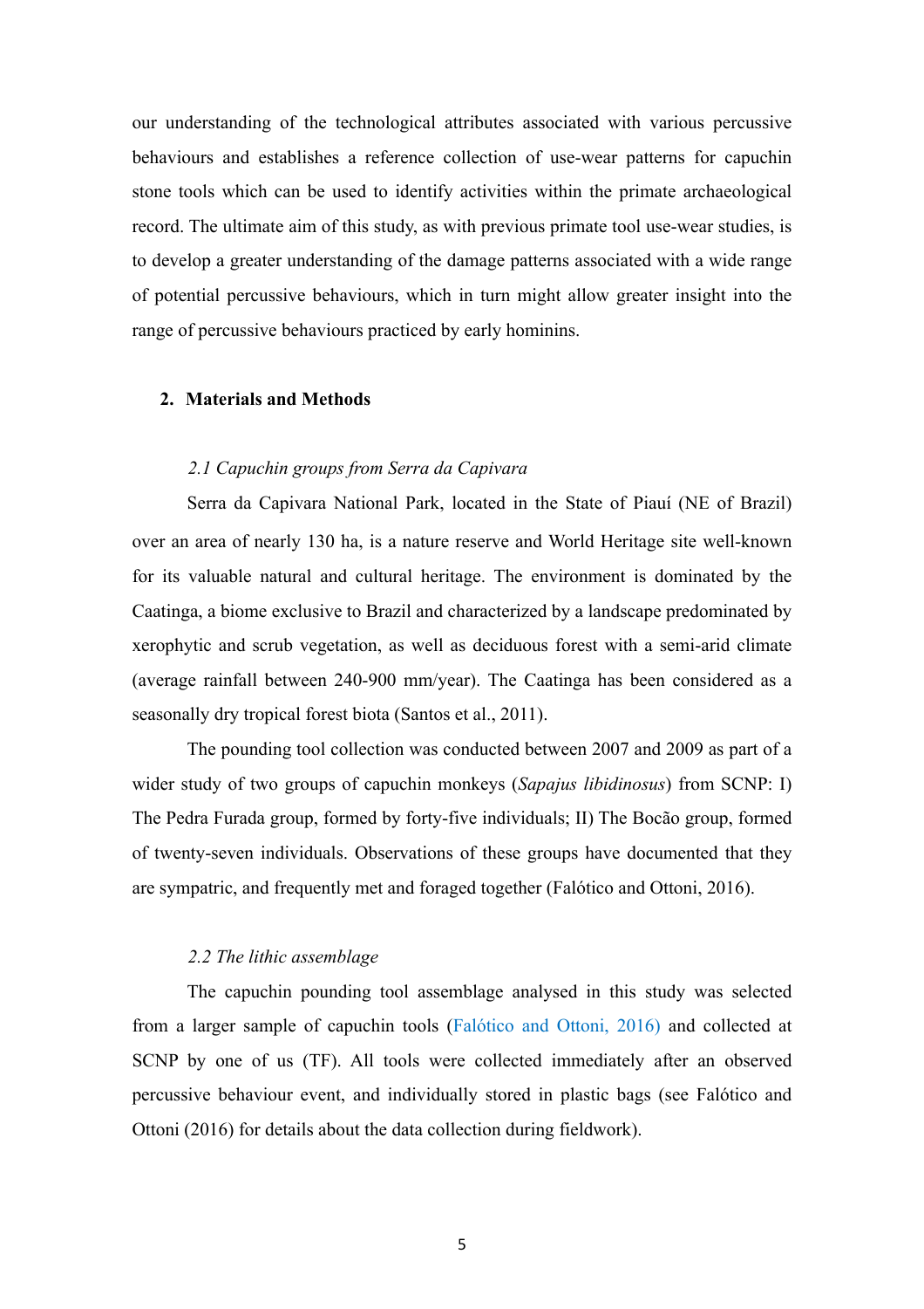our understanding of the technological attributes associated with various percussive behaviours and establishes a reference collection of use-wear patterns for capuchin stone tools which can be used to identify activities within the primate archaeological record. The ultimate aim of this study, as with previous primate tool use-wear studies, is to develop a greater understanding of the damage patterns associated with a wide range of potential percussive behaviours, which in turn might allow greater insight into the range of percussive behaviours practiced by early hominins.

## 2. Materials and Methods

### *2.1 Capuchin groups from Serra da Capivara*

Serra da Capivara National Park, located in the State of Piauí (NE of Brazil) over an area of nearly 130 ha, is a nature reserve and World Heritage site well-known for its valuable natural and cultural heritage. The environment is dominated by the Caatinga, a biome exclusive to Brazil and characterized by a landscape predominated by xerophytic and scrub vegetation, as well as deciduous forest with a semi-arid climate (average rainfall between 240-900 mm/year). The Caatinga has been considered as a seasonally dry tropical forest biota (Santos et al., 2011).

The pounding tool collection was conducted between 2007 and 2009 as part of a wider study of two groups of capuchin monkeys (*Sapajus libidinosus*) from SCNP: I) The Pedra Furada group, formed by forty-five individuals; II) The Bocão group, formed of twenty-seven individuals. Observations of these groups have documented that they are sympatric, and frequently met and foraged together (Falótico and Ottoni, 2016).

### *2.2 The lithic assemblage*

The capuchin pounding tool assemblage analysed in this study was selected from a larger sample of capuchin tools (Falótico and Ottoni, 2016) and collected at SCNP by one of us (TF). All tools were collected immediately after an observed percussive behaviour event, and individually stored in plastic bags (see Falótico and Ottoni (2016) for details about the data collection during fieldwork).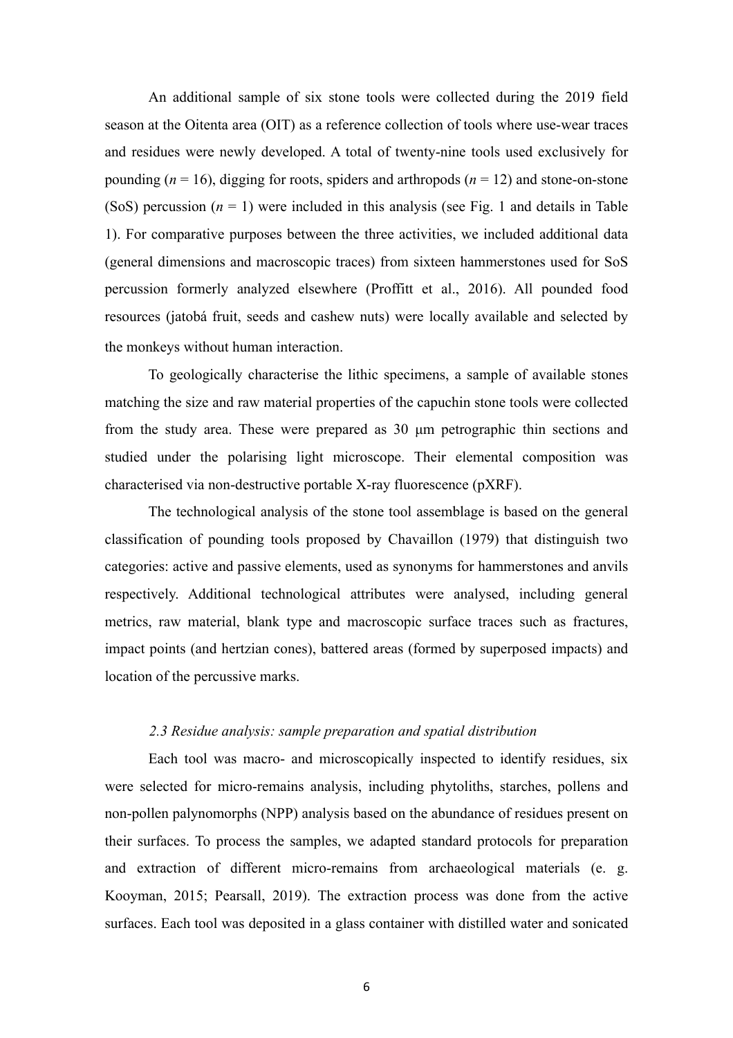An additional sample of six stone tools were collected during the 2019 field season at the Oitenta area (OIT) as a reference collection of tools where use-wear traces and residues were newly developed. A total of twenty-nine tools used exclusively for pounding ($n$ = 16), digging for roots, spiders and arthropods ($n$ = 12) and stone-on-stone (SoS) percussion ($n$ = 1) were included in this analysis (see Fig. 1 and details in Table 1). For comparative purposes between the three activities, we included additional data (general dimensions and macroscopic traces) from sixteen hammerstones used for SoS percussion formerly analyzed elsewhere (Proffitt et al., 2016). All pounded food resources (jatobá fruit, seeds and cashew nuts) were locally available and selected by the monkeys without human interaction.

To geologically characterise the lithic specimens, a sample of available stones matching the size and raw material properties of the capuchin stone tools were collected from the study area. These were prepared as 30 µm petrographic thin sections and studied under the polarising light microscope. Their elemental composition was characterised via non-destructive portable X-ray fluorescence (pXRF).

The technological analysis of the stone tool assemblage is based on the general classification of pounding tools proposed by Chavaillon (1979) that distinguish two categories: active and passive elements, used as synonyms for hammerstones and anvils respectively. Additional technological attributes were analysed, including general metrics, raw material, blank type and macroscopic surface traces such as fractures, impact points (and hertzian cones), battered areas (formed by superposed impacts) and location of the percussive marks.

### *2.3 Residue analysis: sample preparation and spatial distribution*

Each tool was macro- and microscopically inspected to identify residues, six were selected for micro-remains analysis, including phytoliths, starches, pollens and non-pollen palynomorphs (NPP) analysis based on the abundance of residues present on their surfaces. To process the samples, we adapted standard protocols for preparation and extraction of different micro-remains from archaeological materials (e. g. Kooyman, 2015; Pearsall, 2019). The extraction process was done from the active surfaces. Each tool was deposited in a glass container with distilled water and sonicated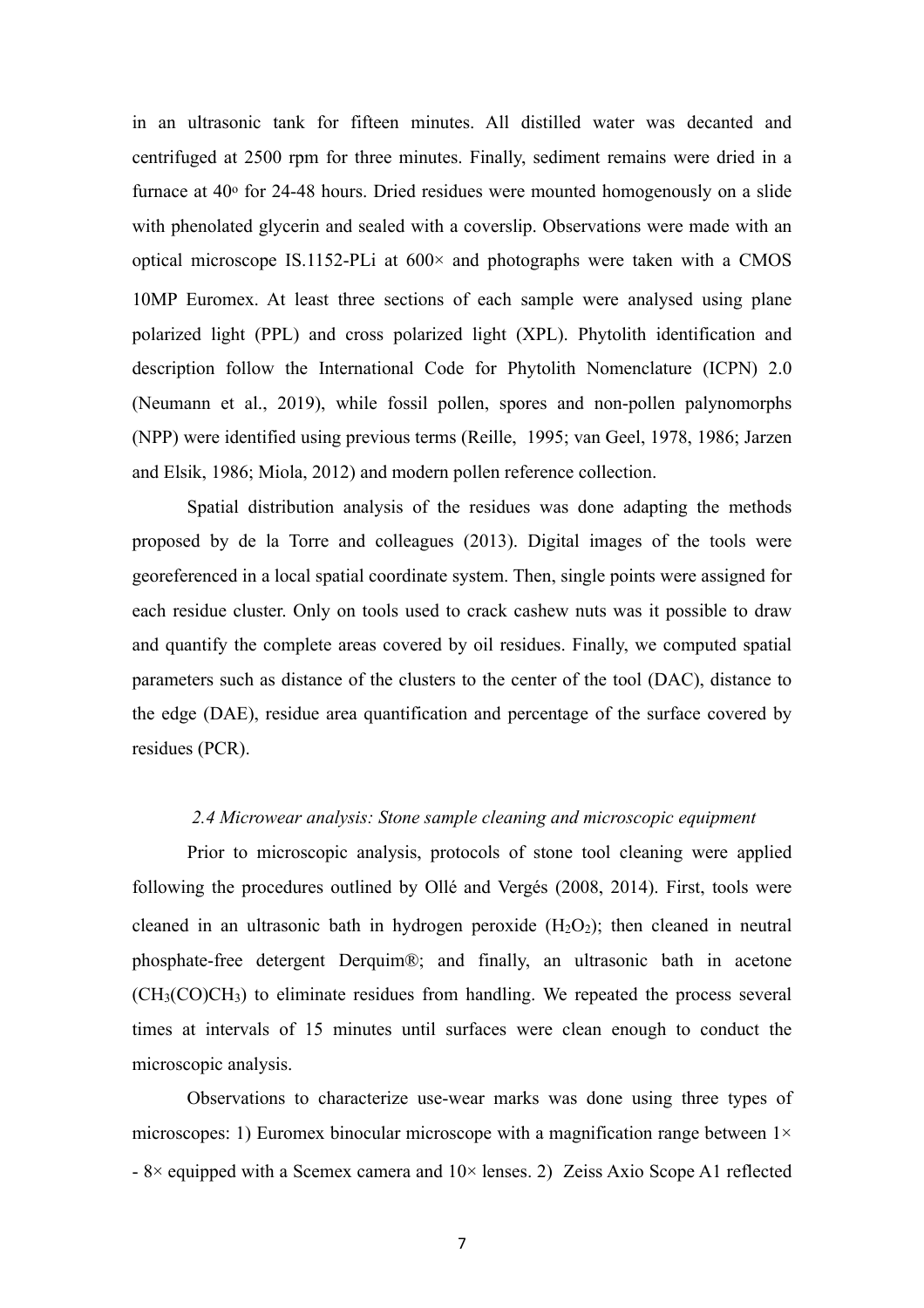in an ultrasonic tank for fifteen minutes. All distilled water was decanted and centrifuged at 2500 rpm for three minutes. Finally, sediment remains were dried in a furnace at 40º for 24-48 hours. Dried residues were mounted homogenously on a slide with phenolated glycerin and sealed with a coverslip. Observations were made with an optical microscope IS.1152-PLi at 600× and photographs were taken with a CMOS 10MP Euromex. At least three sections of each sample were analysed using plane polarized light (PPL) and cross polarized light (XPL). Phytolith identification and description follow the International Code for Phytolith Nomenclature (ICPN) 2.0 (Neumann et al., 2019), while fossil pollen, spores and non-pollen palynomorphs (NPP) were identified using previous terms (Reille, 1995; van Geel, 1978, 1986; Jarzen and Elsik, 1986; Miola, 2012) and modern pollen reference collection.

Spatial distribution analysis of the residues was done adapting the methods proposed by de la Torre and colleagues (2013). Digital images of the tools were georeferenced in a local spatial coordinate system. Then, single points were assigned for each residue cluster. Only on tools used to crack cashew nuts was it possible to draw and quantify the complete areas covered by oil residues. Finally, we computed spatial parameters such as distance of the clusters to the center of the tool (DAC), distance to the edge (DAE), residue area quantification and percentage of the surface covered by residues (PCR).

### *2.4 Microwear analysis: Stone sample cleaning and microscopic equipment*

Prior to microscopic analysis, protocols of stone tool cleaning were applied following the procedures outlined by Ollé and Vergés (2008, 2014). First, tools were cleaned in an ultrasonic bath in hydrogen peroxide ($H_2O_2$); then cleaned in neutral phosphate-free detergent Derquim®; and finally, an ultrasonic bath in acetone ($CH_3(CO)CH_3$) to eliminate residues from handling. We repeated the process several times at intervals of 15 minutes until surfaces were clean enough to conduct the microscopic analysis.

Observations to characterize use-wear marks was done using three types of microscopes: 1) Euromex binocular microscope with a magnification range between 1× - 8× equipped with a Scemex camera and 10× lenses. 2) Zeiss Axio Scope A1 reflected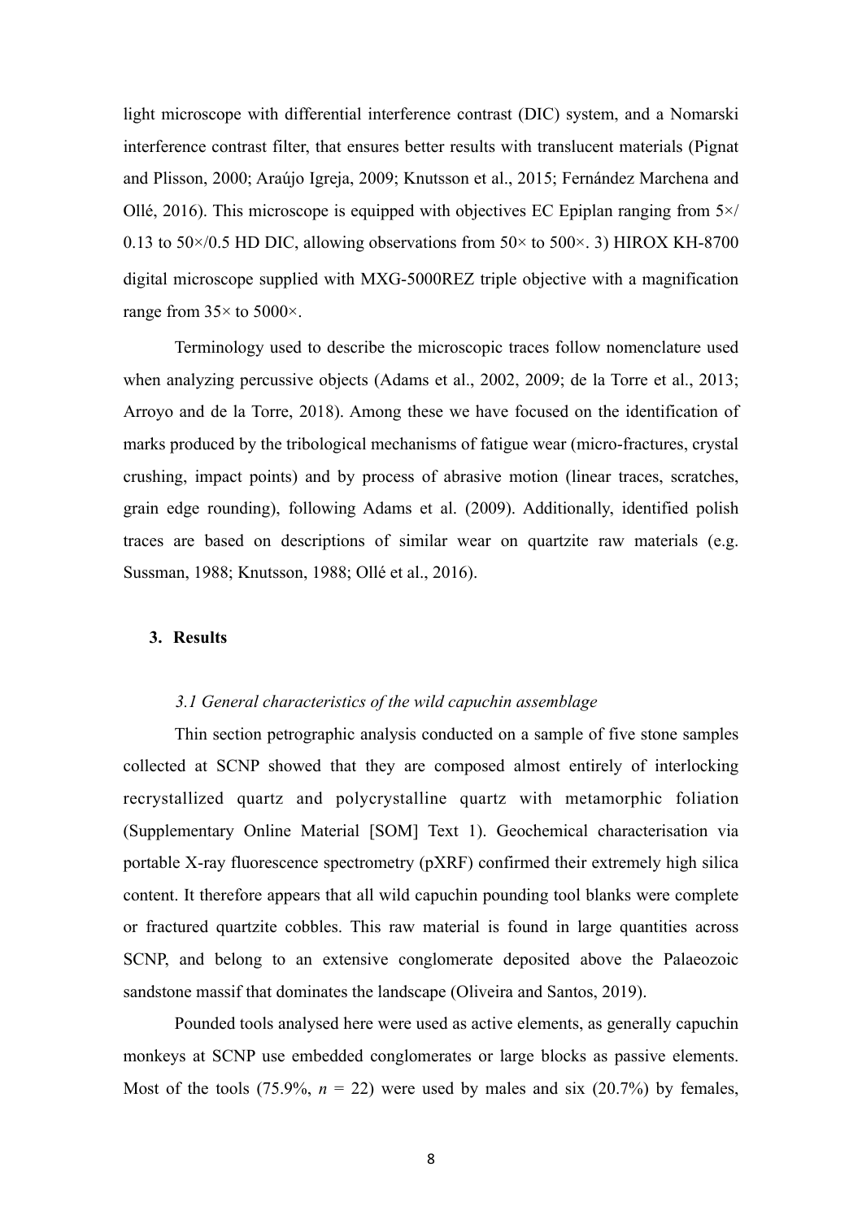light microscope with differential interference contrast (DIC) system, and a Nomarski interference contrast filter, that ensures better results with translucent materials (Pignat and Plisson, 2000; Araújo Igreja, 2009; Knutsson et al., 2015; Fernández Marchena and Ollé, 2016). This microscope is equipped with objectives EC Epiplan ranging from 5×/ 0.13 to 50×/0.5 HD DIC, allowing observations from 50× to 500×. 3) HIROX KH-8700 digital microscope supplied with MXG-5000REZ triple objective with a magnification range from 35× to 5000×.

Terminology used to describe the microscopic traces follow nomenclature used when analyzing percussive objects (Adams et al., 2002, 2009; de la Torre et al., 2013; Arroyo and de la Torre, 2018). Among these we have focused on the identification of marks produced by the tribological mechanisms of fatigue wear (micro-fractures, crystal crushing, impact points) and by process of abrasive motion (linear traces, scratches, grain edge rounding), following Adams et al. (2009). Additionally, identified polish traces are based on descriptions of similar wear on quartzite raw materials (e.g. Sussman, 1988; Knutsson, 1988; Ollé et al., 2016).

## 3. Results

### *3.1 General characteristics of the wild capuchin assemblage*

Thin section petrographic analysis conducted on a sample of five stone samples collected at SCNP showed that they are composed almost entirely of interlocking recrystallized quartz and polycrystalline quartz with metamorphic foliation (Supplementary Online Material [SOM] Text 1). Geochemical characterisation via portable X-ray fluorescence spectrometry (pXRF) confirmed their extremely high silica content. It therefore appears that all wild capuchin pounding tool blanks were complete or fractured quartzite cobbles. This raw material is found in large quantities across SCNP, and belong to an extensive conglomerate deposited above the Palaeozoic sandstone massif that dominates the landscape (Oliveira and Santos, 2019).

Pounded tools analysed here were used as active elements, as generally capuchin monkeys at SCNP use embedded conglomerates or large blocks as passive elements. Most of the tools (75.9%, $n$ = 22) were used by males and six (20.7%) by females,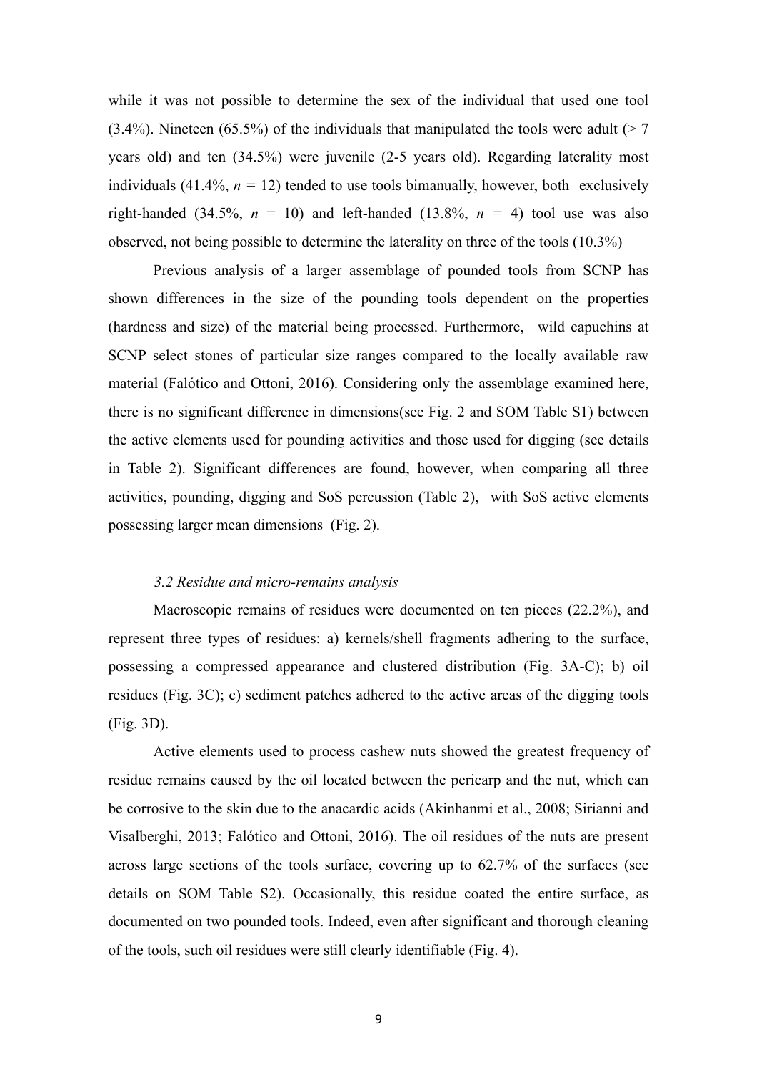while it was not possible to determine the sex of the individual that used one tool (3.4%). Nineteen (65.5%) of the individuals that manipulated the tools were adult (> 7 years old) and ten (34.5%) were juvenile (2-5 years old). Regarding laterality most individuals (41.4%, $n$ = 12) tended to use tools bimanually, however, both exclusively right-handed (34.5%, $n$ = 10) and left-handed (13.8%, $n$ = 4) tool use was also observed, not being possible to determine the laterality on three of the tools (10.3%)

Previous analysis of a larger assemblage of pounded tools from SCNP has shown differences in the size of the pounding tools dependent on the properties (hardness and size) of the material being processed. Furthermore, wild capuchins at SCNP select stones of particular size ranges compared to the locally available raw material (Falótico and Ottoni, 2016). Considering only the assemblage examined here, there is no significant difference in dimensions(see Fig. 2 and SOM Table S1) between the active elements used for pounding activities and those used for digging (see details in Table 2). Significant differences are found, however, when comparing all three activities, pounding, digging and SoS percussion (Table 2), with SoS active elements possessing larger mean dimensions (Fig. 2).

### *3.2 Residue and micro-remains analysis*

Macroscopic remains of residues were documented on ten pieces (22.2%), and represent three types of residues: a) kernels/shell fragments adhering to the surface, possessing a compressed appearance and clustered distribution (Fig. 3A-C); b) oil residues (Fig. 3C); c) sediment patches adhered to the active areas of the digging tools (Fig. 3D).

Active elements used to process cashew nuts showed the greatest frequency of residue remains caused by the oil located between the pericarp and the nut, which can be corrosive to the skin due to the anacardic acids (Akinhanmi et al., 2008; Sirianni and Visalberghi, 2013; Falótico and Ottoni, 2016). The oil residues of the nuts are present across large sections of the tools surface, covering up to 62.7% of the surfaces (see details on SOM Table S2). Occasionally, this residue coated the entire surface, as documented on two pounded tools. Indeed, even after significant and thorough cleaning of the tools, such oil residues were still clearly identifiable (Fig. 4).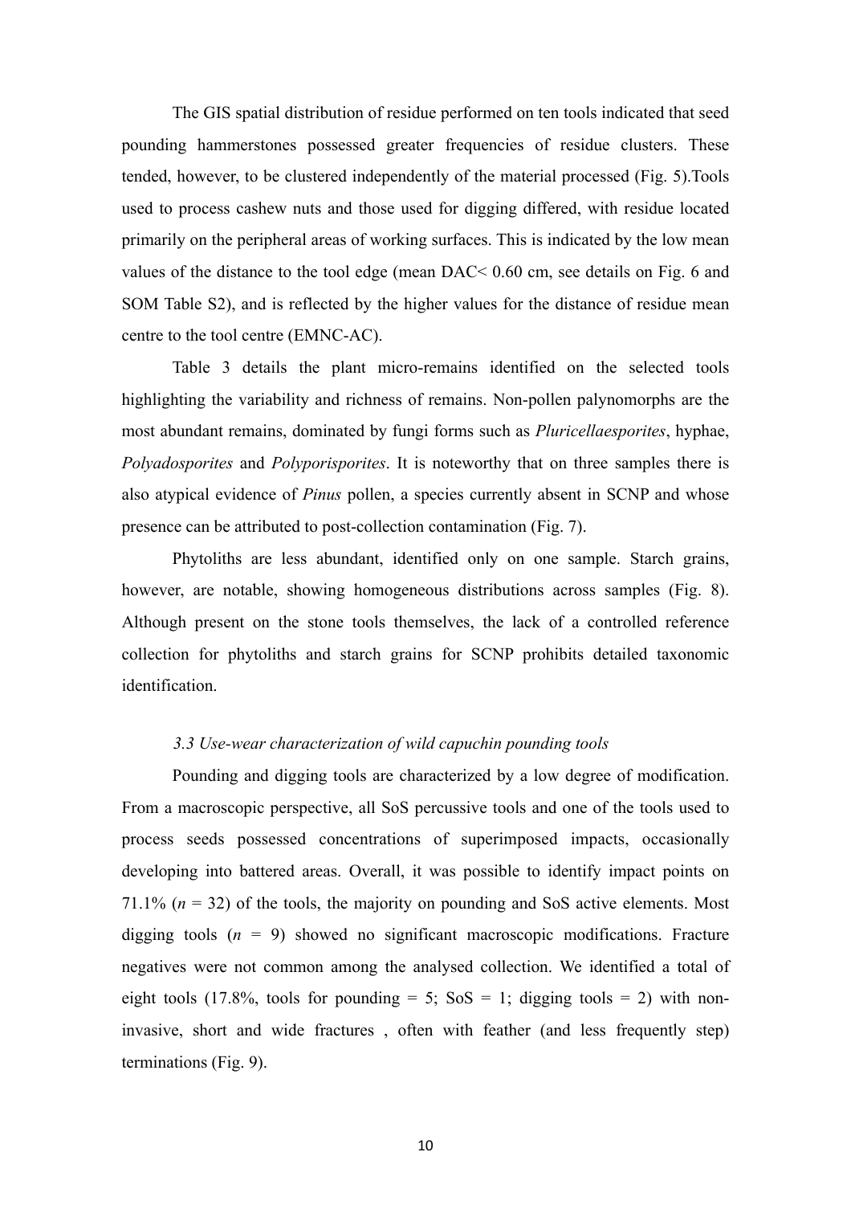The GIS spatial distribution of residue performed on ten tools indicated that seed pounding hammerstones possessed greater frequencies of residue clusters. These tended, however, to be clustered independently of the material processed (Fig. 5).Tools used to process cashew nuts and those used for digging differed, with residue located primarily on the peripheral areas of working surfaces. This is indicated by the low mean values of the distance to the tool edge (mean DAC< 0.60 cm, see details on Fig. 6 and SOM Table S2), and is reflected by the higher values for the distance of residue mean centre to the tool centre (EMNC-AC).

Table 3 details the plant micro-remains identified on the selected tools highlighting the variability and richness of remains. Non-pollen palynomorphs are the most abundant remains, dominated by fungi forms such as *Pluricellaesporites*, hyphae, *Polyadosporites* and *Polyporisporites*. It is noteworthy that on three samples there is also atypical evidence of *Pinus* pollen, a species currently absent in SCNP and whose presence can be attributed to post-collection contamination (Fig. 7).

Phytoliths are less abundant, identified only on one sample. Starch grains, however, are notable, showing homogeneous distributions across samples (Fig. 8). Although present on the stone tools themselves, the lack of a controlled reference collection for phytoliths and starch grains for SCNP prohibits detailed taxonomic identification.

### *3.3 Use-wear characterization of wild capuchin pounding tools*

Pounding and digging tools are characterized by a low degree of modification. From a macroscopic perspective, all SoS percussive tools and one of the tools used to process seeds possessed concentrations of superimposed impacts, occasionally developing into battered areas. Overall, it was possible to identify impact points on 71.1% ($n$ = 32) of the tools, the majority on pounding and SoS active elements. Most digging tools ($n$ = 9) showed no significant macroscopic modifications. Fracture negatives were not common among the analysed collection. We identified a total of eight tools (17.8%, tools for pounding = 5; SoS = 1; digging tools = 2) with non-invasive, short and wide fractures , often with feather (and less frequently step) terminations (Fig. 9).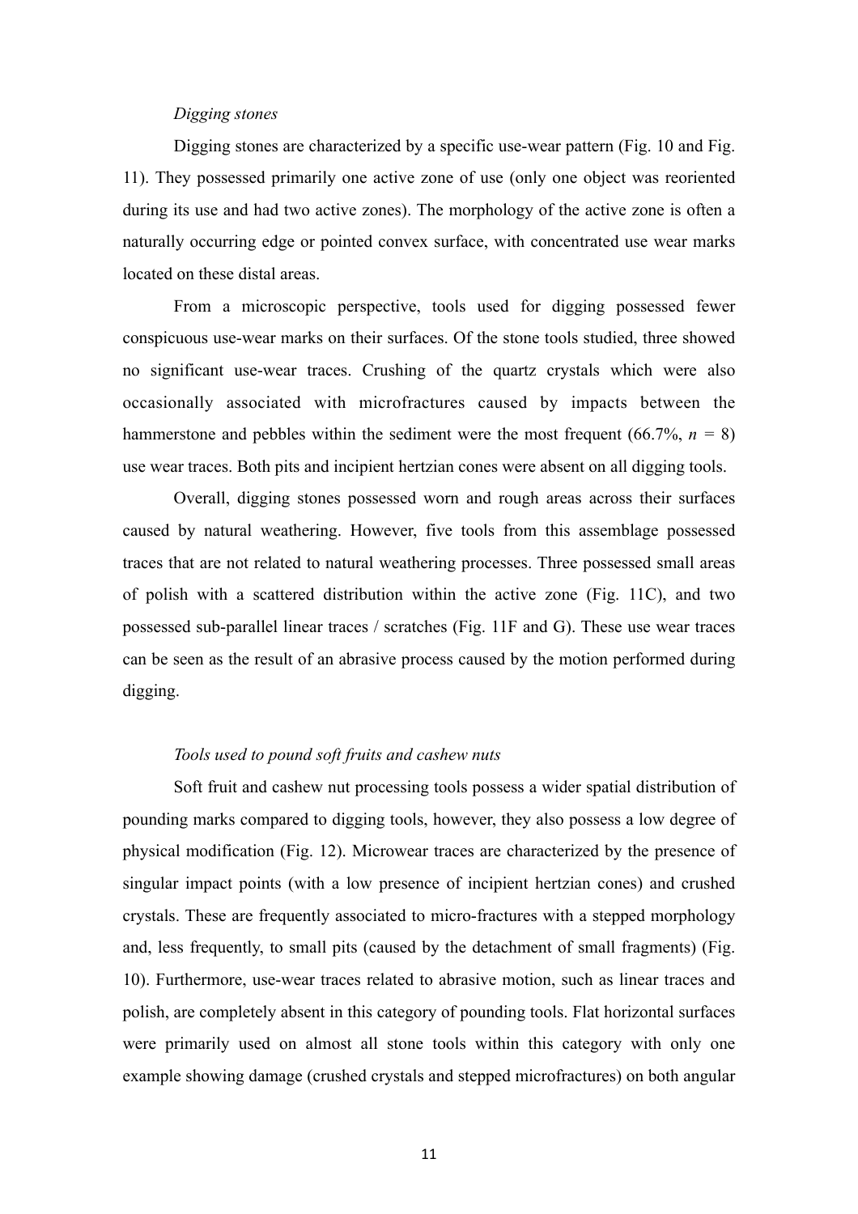### *Digging stones*

Digging stones are characterized by a specific use-wear pattern (Fig. 10 and Fig. 11). They possessed primarily one active zone of use (only one object was reoriented during its use and had two active zones). The morphology of the active zone is often a naturally occurring edge or pointed convex surface, with concentrated use wear marks located on these distal areas.

From a microscopic perspective, tools used for digging possessed fewer conspicuous use-wear marks on their surfaces. Of the stone tools studied, three showed no significant use-wear traces. Crushing of the quartz crystals which were also occasionally associated with microfractures caused by impacts between the hammerstone and pebbles within the sediment were the most frequent (66.7%, $n$ = 8) use wear traces. Both pits and incipient hertzian cones were absent on all digging tools.

Overall, digging stones possessed worn and rough areas across their surfaces caused by natural weathering. However, five tools from this assemblage possessed traces that are not related to natural weathering processes. Three possessed small areas of polish with a scattered distribution within the active zone (Fig. 11C), and two possessed sub-parallel linear traces / scratches (Fig. 11F and G). These use wear traces can be seen as the result of an abrasive process caused by the motion performed during digging.

### *Tools used to pound soft fruits and cashew nuts*

Soft fruit and cashew nut processing tools possess a wider spatial distribution of pounding marks compared to digging tools, however, they also possess a low degree of physical modification (Fig. 12). Microwear traces are characterized by the presence of singular impact points (with a low presence of incipient hertzian cones) and crushed crystals. These are frequently associated to micro-fractures with a stepped morphology and, less frequently, to small pits (caused by the detachment of small fragments) (Fig. 10). Furthermore, use-wear traces related to abrasive motion, such as linear traces and polish, are completely absent in this category of pounding tools. Flat horizontal surfaces were primarily used on almost all stone tools within this category with only one example showing damage (crushed crystals and stepped microfractures) on both angular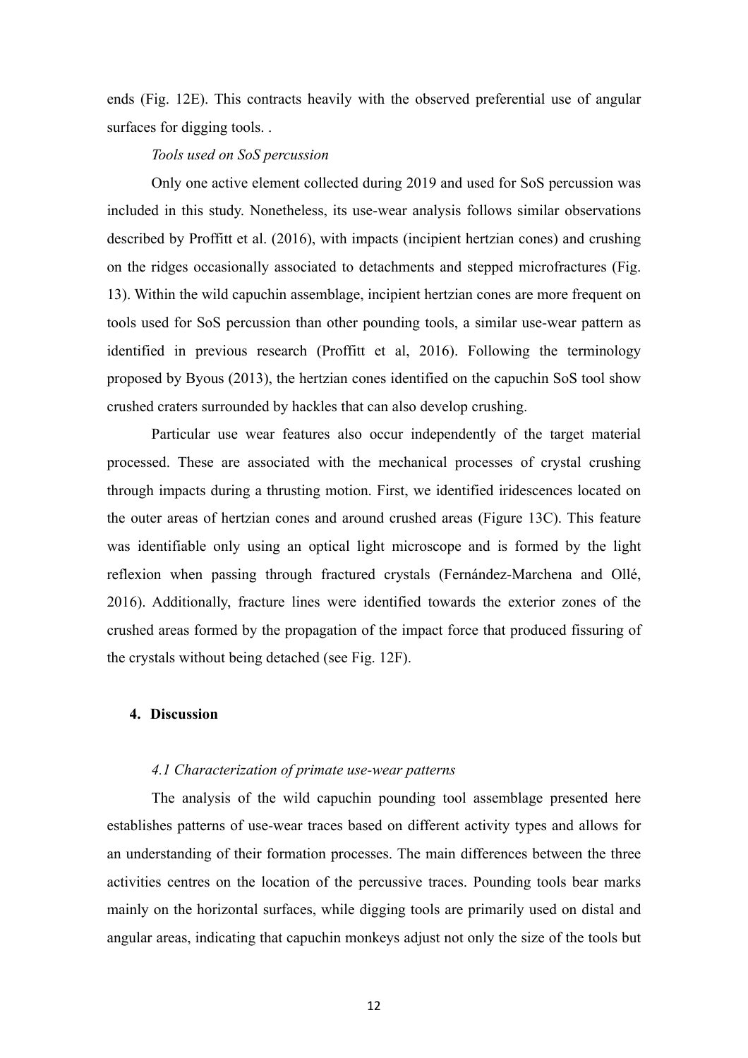ends (Fig. 12E). This contracts heavily with the observed preferential use of angular surfaces for digging tools. .

*Tools used on SoS percussion*

Only one active element collected during 2019 and used for SoS percussion was included in this study. Nonetheless, its use-wear analysis follows similar observations described by Proffitt et al. (2016), with impacts (incipient hertzian cones) and crushing on the ridges occasionally associated to detachments and stepped microfractures (Fig. 13). Within the wild capuchin assemblage, incipient hertzian cones are more frequent on tools used for SoS percussion than other pounding tools, a similar use-wear pattern as identified in previous research (Proffitt et al, 2016). Following the terminology proposed by Byous (2013), the hertzian cones identified on the capuchin SoS tool show crushed craters surrounded by hackles that can also develop crushing.

Particular use wear features also occur independently of the target material processed. These are associated with the mechanical processes of crystal crushing through impacts during a thrusting motion. First, we identified iridescences located on the outer areas of hertzian cones and around crushed areas (Figure 13C). This feature was identifiable only using an optical light microscope and is formed by the light reflexion when passing through fractured crystals (Fernández-Marchena and Ollé, 2016). Additionally, fracture lines were identified towards the exterior zones of the crushed areas formed by the propagation of the impact force that produced fissuring of the crystals without being detached (see Fig. 12F).

## 4. Discussion

### *4.1 Characterization of primate use-wear patterns*

The analysis of the wild capuchin pounding tool assemblage presented here establishes patterns of use-wear traces based on different activity types and allows for an understanding of their formation processes. The main differences between the three activities centres on the location of the percussive traces. Pounding tools bear marks mainly on the horizontal surfaces, while digging tools are primarily used on distal and angular areas, indicating that capuchin monkeys adjust not only the size of the tools but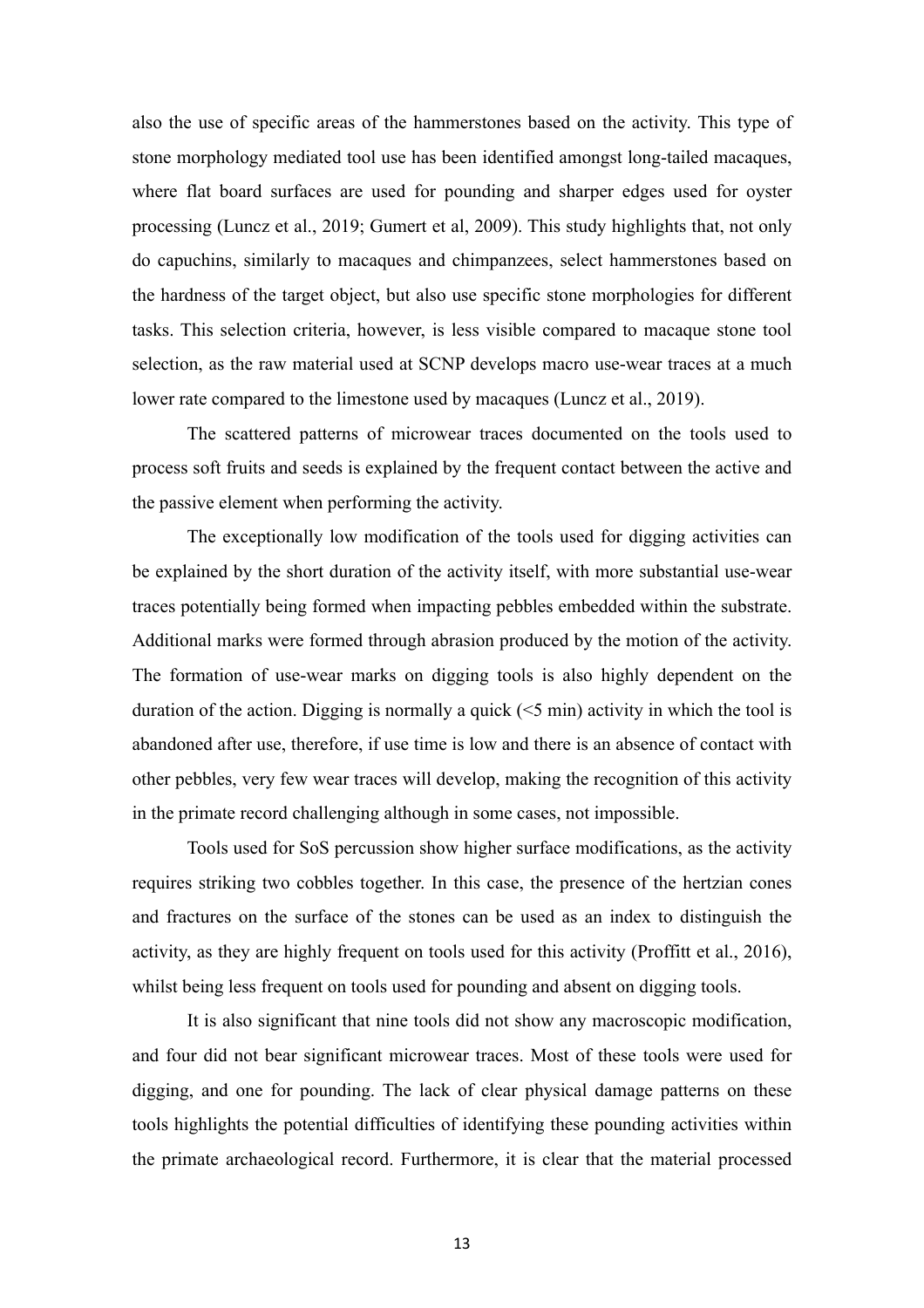also the use of specific areas of the hammerstones based on the activity. This type of stone morphology mediated tool use has been identified amongst long-tailed macaques, where flat board surfaces are used for pounding and sharper edges used for oyster processing (Luncz et al., 2019; Gumert et al, 2009). This study highlights that, not only do capuchins, similarly to macaques and chimpanzees, select hammerstones based on the hardness of the target object, but also use specific stone morphologies for different tasks. This selection criteria, however, is less visible compared to macaque stone tool selection, as the raw material used at SCNP develops macro use-wear traces at a much lower rate compared to the limestone used by macaques (Luncz et al., 2019).

The scattered patterns of microwear traces documented on the tools used to process soft fruits and seeds is explained by the frequent contact between the active and the passive element when performing the activity.

The exceptionally low modification of the tools used for digging activities can be explained by the short duration of the activity itself, with more substantial use-wear traces potentially being formed when impacting pebbles embedded within the substrate. Additional marks were formed through abrasion produced by the motion of the activity. The formation of use-wear marks on digging tools is also highly dependent on the duration of the action. Digging is normally a quick (<5 min) activity in which the tool is abandoned after use, therefore, if use time is low and there is an absence of contact with other pebbles, very few wear traces will develop, making the recognition of this activity in the primate record challenging although in some cases, not impossible.

Tools used for SoS percussion show higher surface modifications, as the activity requires striking two cobbles together. In this case, the presence of the hertzian cones and fractures on the surface of the stones can be used as an index to distinguish the activity, as they are highly frequent on tools used for this activity (Proffitt et al., 2016), whilst being less frequent on tools used for pounding and absent on digging tools.

It is also significant that nine tools did not show any macroscopic modification, and four did not bear significant microwear traces. Most of these tools were used for digging, and one for pounding. The lack of clear physical damage patterns on these tools highlights the potential difficulties of identifying these pounding activities within the primate archaeological record. Furthermore, it is clear that the material processed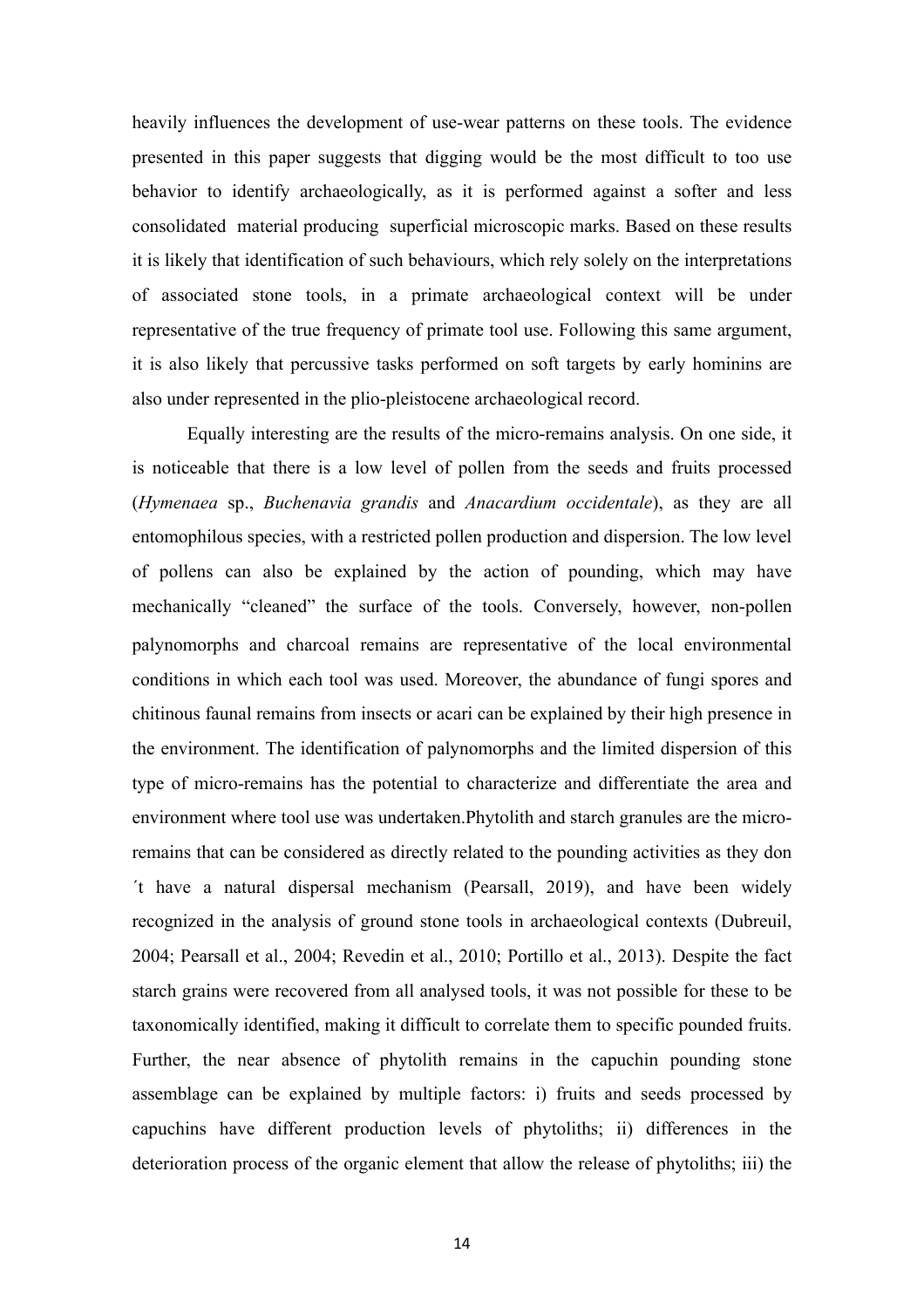heavily influences the development of use-wear patterns on these tools. The evidence presented in this paper suggests that digging would be the most difficult to too use behavior to identify archaeologically, as it is performed against a softer and less consolidated material producing superficial microscopic marks. Based on these results it is likely that identification of such behaviours, which rely solely on the interpretations of associated stone tools, in a primate archaeological context will be under representative of the true frequency of primate tool use. Following this same argument, it is also likely that percussive tasks performed on soft targets by early hominins are also under represented in the plio-pleistocene archaeological record.

Equally interesting are the results of the micro-remains analysis. On one side, it is noticeable that there is a low level of pollen from the seeds and fruits processed (*Hymenaea* sp., *Buchenavia grandis* and *Anacardium occidentale*), as they are all entomophilous species, with a restricted pollen production and dispersion. The low level of pollens can also be explained by the action of pounding, which may have mechanically "cleaned" the surface of the tools. Conversely, however, non-pollen palynomorphs and charcoal remains are representative of the local environmental conditions in which each tool was used. Moreover, the abundance of fungi spores and chitinous faunal remains from insects or acari can be explained by their high presence in the environment. The identification of palynomorphs and the limited dispersion of this type of micro-remains has the potential to characterize and differentiate the area and environment where tool use was undertaken.Phytolith and starch granules are the micro-remains that can be considered as directly related to the pounding activities as they don´t have a natural dispersal mechanism (Pearsall, 2019), and have been widely recognized in the analysis of ground stone tools in archaeological contexts (Dubreuil, 2004; Pearsall et al., 2004; Revedin et al., 2010; Portillo et al., 2013). Despite the fact starch grains were recovered from all analysed tools, it was not possible for these to be taxonomically identified, making it difficult to correlate them to specific pounded fruits. Further, the near absence of phytolith remains in the capuchin pounding stone assemblage can be explained by multiple factors: i) fruits and seeds processed by capuchins have different production levels of phytoliths; ii) differences in the deterioration process of the organic element that allow the release of phytoliths; iii) the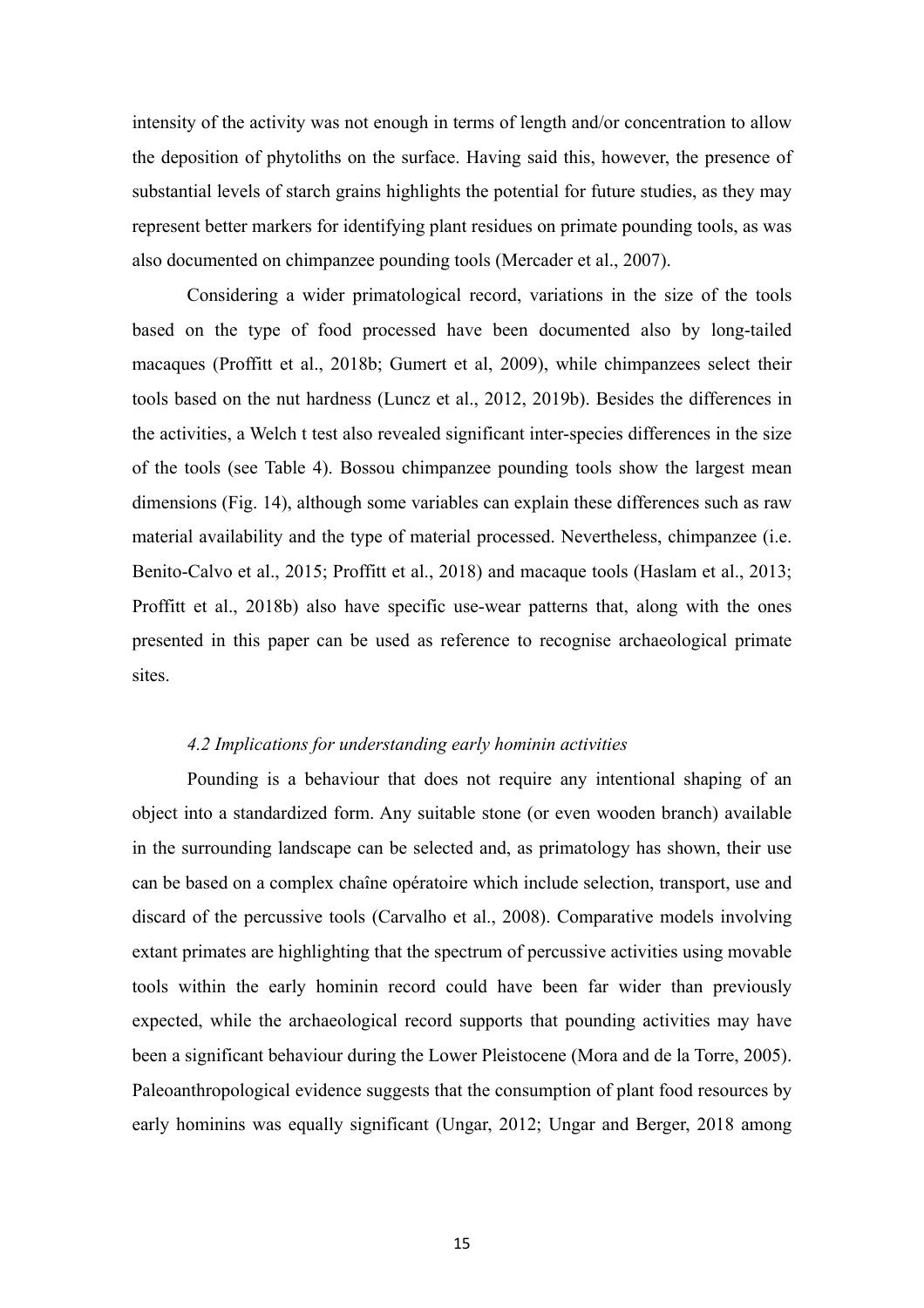intensity of the activity was not enough in terms of length and/or concentration to allow the deposition of phytoliths on the surface. Having said this, however, the presence of substantial levels of starch grains highlights the potential for future studies, as they may represent better markers for identifying plant residues on primate pounding tools, as was also documented on chimpanzee pounding tools (Mercader et al., 2007).

Considering a wider primatological record, variations in the size of the tools based on the type of food processed have been documented also by long-tailed macaques (Proffitt et al., 2018b; Gumert et al, 2009), while chimpanzees select their tools based on the nut hardness (Luncz et al., 2012, 2019b). Besides the differences in the activities, a Welch t test also revealed significant inter-species differences in the size of the tools (see Table 4). Bossou chimpanzee pounding tools show the largest mean dimensions (Fig. 14), although some variables can explain these differences such as raw material availability and the type of material processed. Nevertheless, chimpanzee (i.e. Benito-Calvo et al., 2015; Proffitt et al., 2018) and macaque tools (Haslam et al., 2013; Proffitt et al., 2018b) also have specific use-wear patterns that, along with the ones presented in this paper can be used as reference to recognise archaeological primate sites.

### *4.2 Implications for understanding early hominin activities*

Pounding is a behaviour that does not require any intentional shaping of an object into a standardized form. Any suitable stone (or even wooden branch) available in the surrounding landscape can be selected and, as primatology has shown, their use can be based on a complex chaîne opératoire which include selection, transport, use and discard of the percussive tools (Carvalho et al., 2008). Comparative models involving extant primates are highlighting that the spectrum of percussive activities using movable tools within the early hominin record could have been far wider than previously expected, while the archaeological record supports that pounding activities may have been a significant behaviour during the Lower Pleistocene (Mora and de la Torre, 2005). Paleoanthropological evidence suggests that the consumption of plant food resources by early hominins was equally significant (Ungar, 2012; Ungar and Berger, 2018 among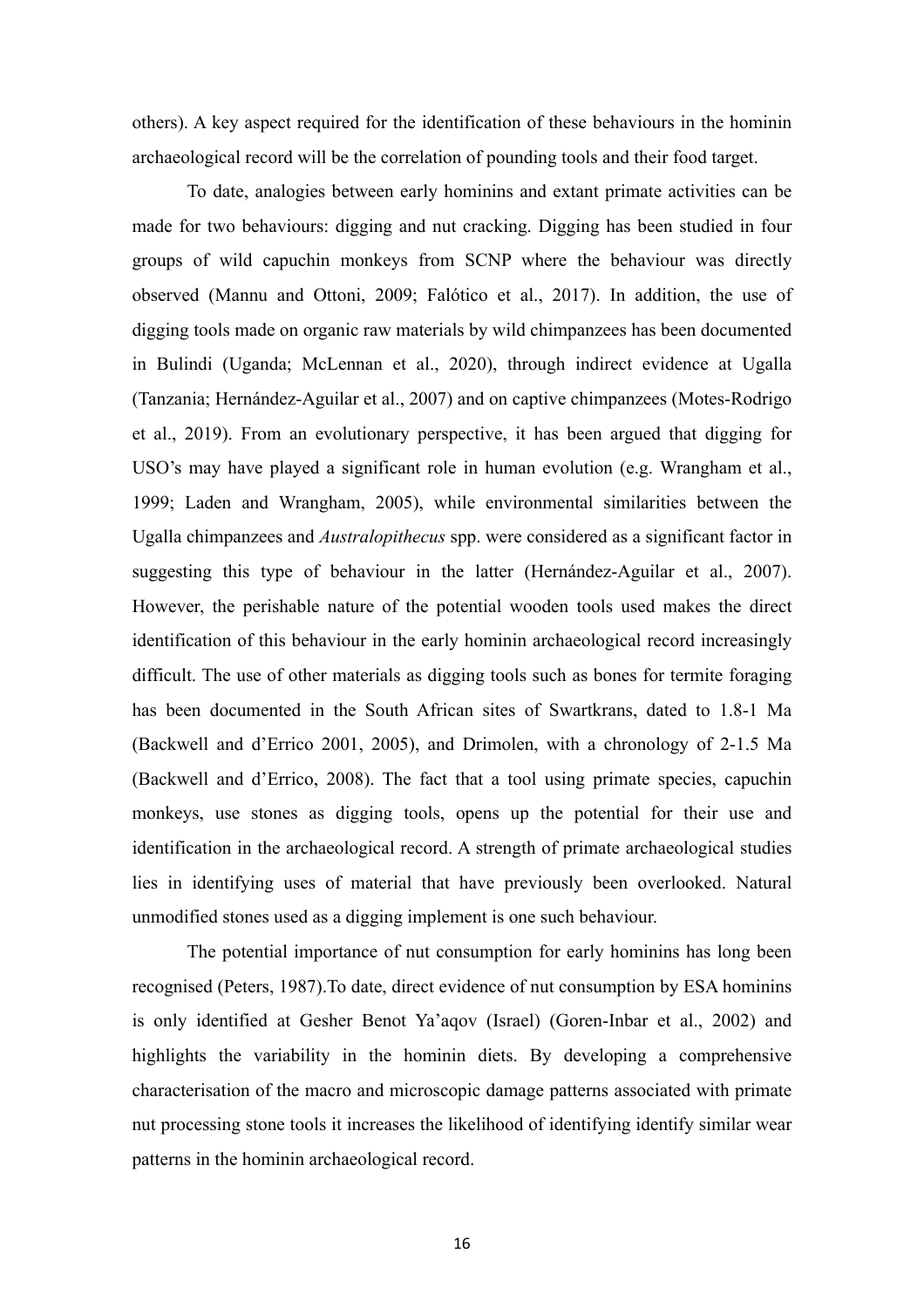others). A key aspect required for the identification of these behaviours in the hominin archaeological record will be the correlation of pounding tools and their food target.

To date, analogies between early hominins and extant primate activities can be made for two behaviours: digging and nut cracking. Digging has been studied in four groups of wild capuchin monkeys from SCNP where the behaviour was directly observed (Mannu and Ottoni, 2009; Falótico et al., 2017). In addition, the use of digging tools made on organic raw materials by wild chimpanzees has been documented in Bulindi (Uganda; McLennan et al., 2020), through indirect evidence at Ugalla (Tanzania; Hernández-Aguilar et al., 2007) and on captive chimpanzees (Motes-Rodrigo et al., 2019). From an evolutionary perspective, it has been argued that digging for USO's may have played a significant role in human evolution (e.g. Wrangham et al., 1999; Laden and Wrangham, 2005), while environmental similarities between the Ugalla chimpanzees and *Australopithecus* spp. were considered as a significant factor in suggesting this type of behaviour in the latter (Hernández-Aguilar et al., 2007). However, the perishable nature of the potential wooden tools used makes the direct identification of this behaviour in the early hominin archaeological record increasingly difficult. The use of other materials as digging tools such as bones for termite foraging has been documented in the South African sites of Swartkrans, dated to 1.8-1 Ma (Backwell and d'Errico 2001, 2005), and Drimolen, with a chronology of 2-1.5 Ma (Backwell and d'Errico, 2008). The fact that a tool using primate species, capuchin monkeys, use stones as digging tools, opens up the potential for their use and identification in the archaeological record. A strength of primate archaeological studies lies in identifying uses of material that have previously been overlooked. Natural unmodified stones used as a digging implement is one such behaviour.

The potential importance of nut consumption for early hominins has long been recognised (Peters, 1987).To date, direct evidence of nut consumption by ESA hominins is only identified at Gesher Benot Ya'aqov (Israel) (Goren-Inbar et al., 2002) and highlights the variability in the hominin diets. By developing a comprehensive characterisation of the macro and microscopic damage patterns associated with primate nut processing stone tools it increases the likelihood of identifying identify similar wear patterns in the hominin archaeological record.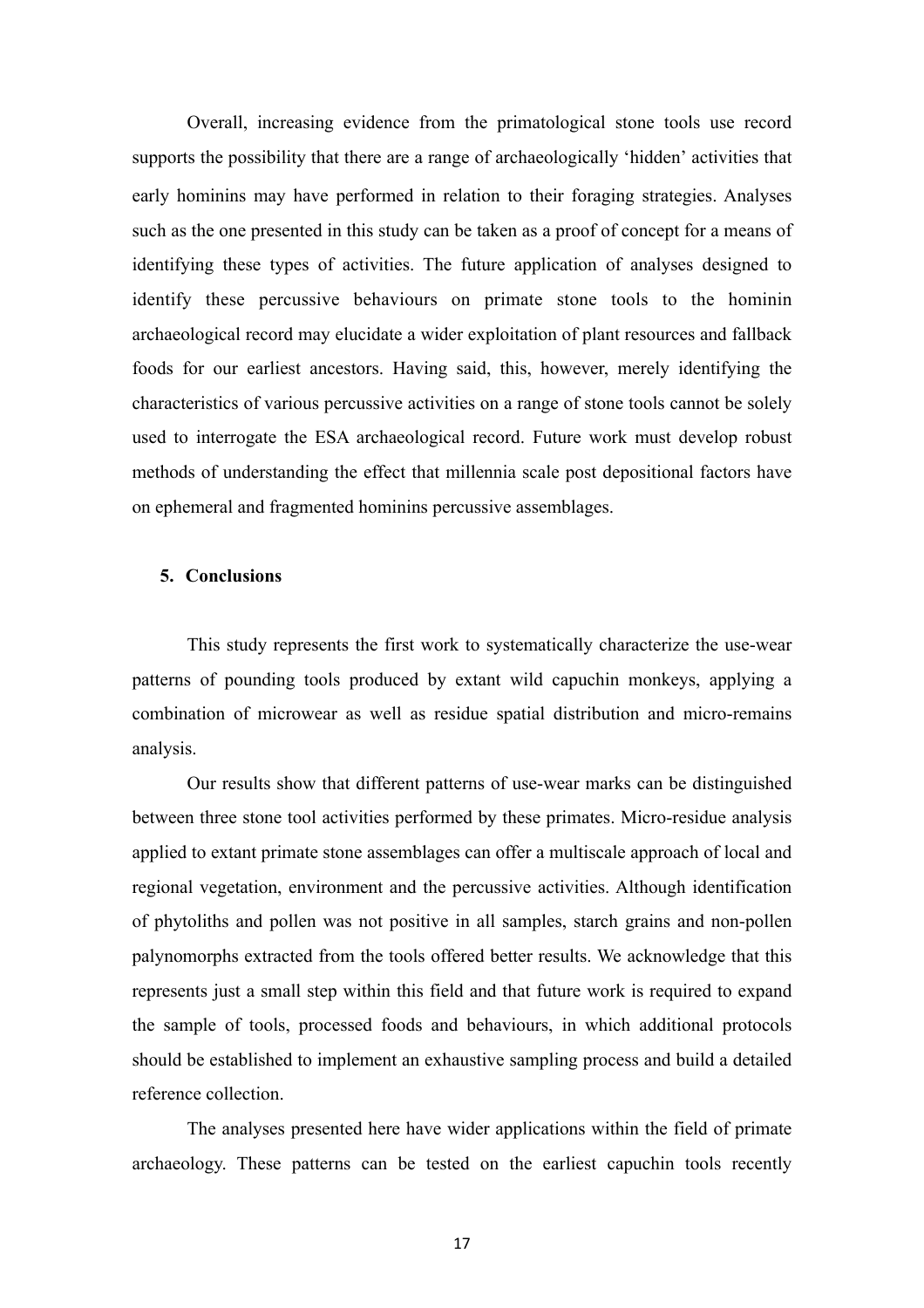Overall, increasing evidence from the primatological stone tools use record supports the possibility that there are a range of archaeologically 'hidden' activities that early hominins may have performed in relation to their foraging strategies. Analyses such as the one presented in this study can be taken as a proof of concept for a means of identifying these types of activities. The future application of analyses designed to identify these percussive behaviours on primate stone tools to the hominin archaeological record may elucidate a wider exploitation of plant resources and fallback foods for our earliest ancestors. Having said, this, however, merely identifying the characteristics of various percussive activities on a range of stone tools cannot be solely used to interrogate the ESA archaeological record. Future work must develop robust methods of understanding the effect that millennia scale post depositional factors have on ephemeral and fragmented hominins percussive assemblages.

## 5. Conclusions

This study represents the first work to systematically characterize the use-wear patterns of pounding tools produced by extant wild capuchin monkeys, applying a combination of microwear as well as residue spatial distribution and micro-remains analysis.

Our results show that different patterns of use-wear marks can be distinguished between three stone tool activities performed by these primates. Micro-residue analysis applied to extant primate stone assemblages can offer a multiscale approach of local and regional vegetation, environment and the percussive activities. Although identification of phytoliths and pollen was not positive in all samples, starch grains and non-pollen palynomorphs extracted from the tools offered better results. We acknowledge that this represents just a small step within this field and that future work is required to expand the sample of tools, processed foods and behaviours, in which additional protocols should be established to implement an exhaustive sampling process and build a detailed reference collection.

The analyses presented here have wider applications within the field of primate archaeology. These patterns can be tested on the earliest capuchin tools recently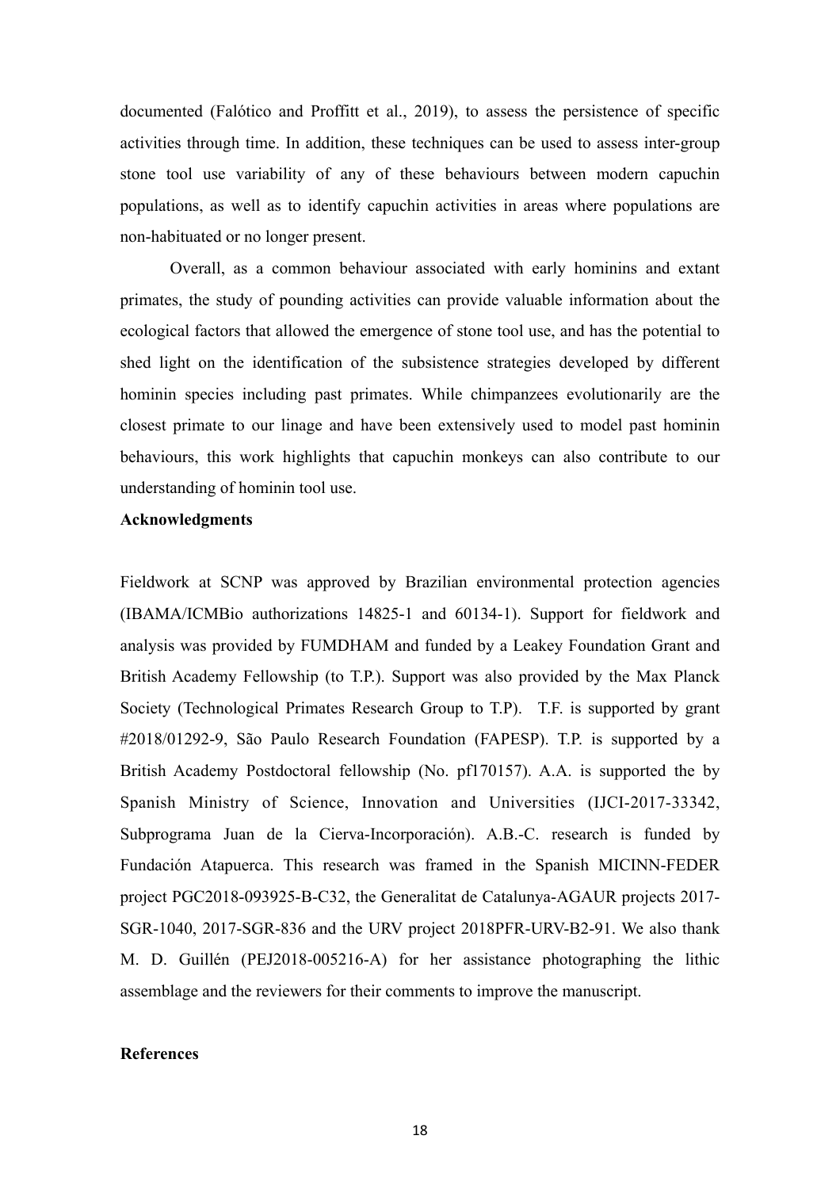documented (Falótico and Proffitt et al., 2019), to assess the persistence of specific activities through time. In addition, these techniques can be used to assess inter-group stone tool use variability of any of these behaviours between modern capuchin populations, as well as to identify capuchin activities in areas where populations are non-habituated or no longer present.

Overall, as a common behaviour associated with early hominins and extant primates, the study of pounding activities can provide valuable information about the ecological factors that allowed the emergence of stone tool use, and has the potential to shed light on the identification of the subsistence strategies developed by different hominin species including past primates. While chimpanzees evolutionarily are the closest primate to our linage and have been extensively used to model past hominin behaviours, this work highlights that capuchin monkeys can also contribute to our understanding of hominin tool use.

**Acknowledgments**

Fieldwork at SCNP was approved by Brazilian environmental protection agencies (IBAMA/ICMBio authorizations 14825-1 and 60134-1). Support for fieldwork and analysis was provided by FUMDHAM and funded by a Leakey Foundation Grant and British Academy Fellowship (to T.P.). Support was also provided by the Max Planck Society (Technological Primates Research Group to T.P). T.F. is supported by grant #2018/01292-9, São Paulo Research Foundation (FAPESP). T.P. is supported by a British Academy Postdoctoral fellowship (No. pf170157). A.A. is supported the by Spanish Ministry of Science, Innovation and Universities (IJCI-2017-33342, Subprograma Juan de la Cierva-Incorporación). A.B.-C. research is funded by Fundación Atapuerca. This research was framed in the Spanish MICINN-FEDER project PGC2018-093925-B-C32, the Generalitat de Catalunya-AGAUR projects 2017-SGR-1040, 2017-SGR-836 and the URV project 2018PFR-URV-B2-91. We also thank M. D. Guillén (PEJ2018-005216-A) for her assistance photographing the lithic assemblage and the reviewers for their comments to improve the manuscript.

**References**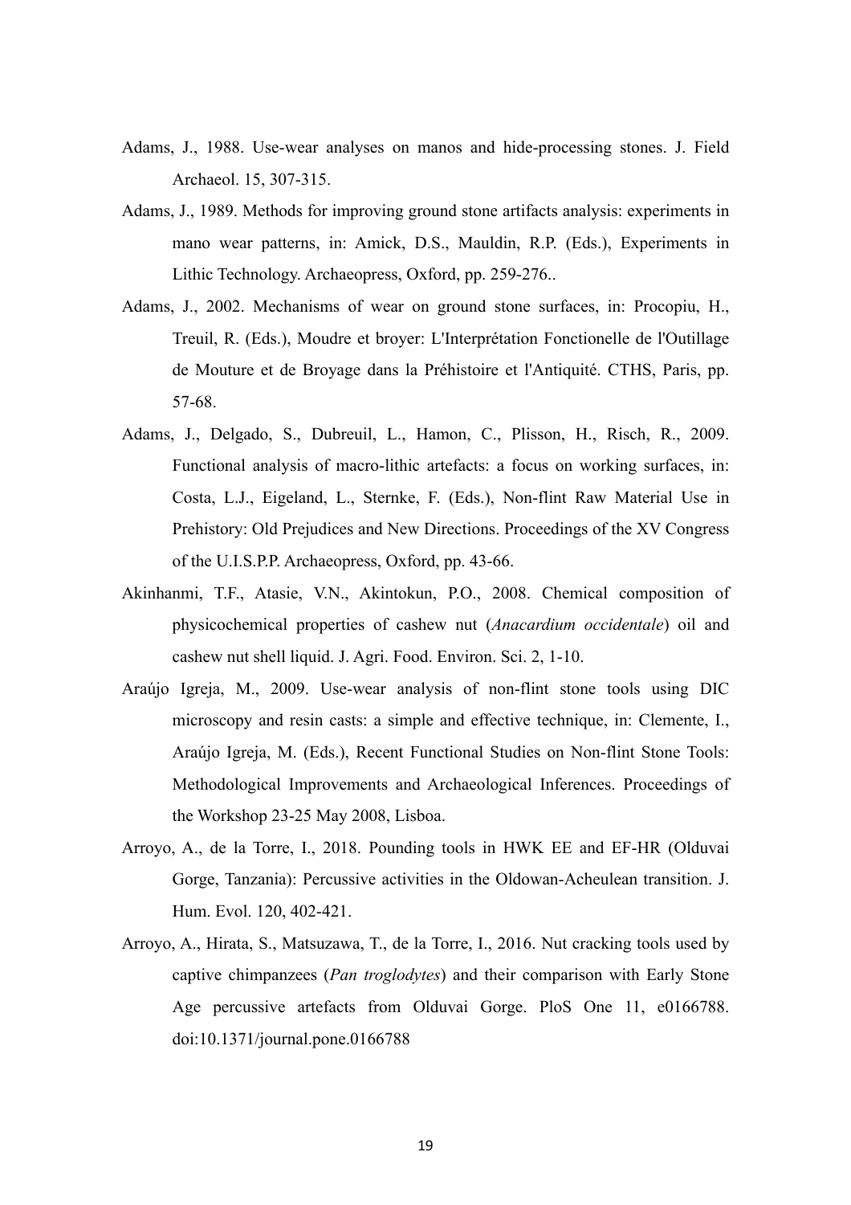Adams, J., 1988. Use-wear analyses on manos and hide-processing stones. J. Field Archaeol. 15, 307-315.

Adams, J., 1989. Methods for improving ground stone artifacts analysis: experiments in mano wear patterns, in: Amick, D.S., Mauldin, R.P. (Eds.), Experiments in Lithic Technology. Archaeopress, Oxford, pp. 259-276..

Adams, J., 2002. Mechanisms of wear on ground stone surfaces, in: Procopiu, H., Treuil, R. (Eds.), Moudre et broyer: L'Interprétation Fonctionelle de l'Outillage de Mouture et de Broyage dans la Préhistoire et l'Antiquité. CTHS, Paris, pp. 57-68.

Adams, J., Delgado, S., Dubreuil, L., Hamon, C., Plisson, H., Risch, R., 2009. Functional analysis of macro-lithic artefacts: a focus on working surfaces, in: Costa, L.J., Eigeland, L., Sternke, F. (Eds.), Non-flint Raw Material Use in Prehistory: Old Prejudices and New Directions. Proceedings of the XV Congress of the U.I.S.P.P. Archaeopress, Oxford, pp. 43-66.

Akinhanmi, T.F., Atasie, V.N., Akintokun, P.O., 2008. Chemical composition of physicochemical properties of cashew nut (*Anacardium occidentale*) oil and cashew nut shell liquid. J. Agri. Food. Environ. Sci. 2, 1-10.

Araújo Igreja, M., 2009. Use-wear analysis of non-flint stone tools using DIC microscopy and resin casts: a simple and effective technique, in: Clemente, I., Araújo Igreja, M. (Eds.), Recent Functional Studies on Non-flint Stone Tools: Methodological Improvements and Archaeological Inferences. Proceedings of the Workshop 23-25 May 2008, Lisboa.

Arroyo, A., de la Torre, I., 2018. Pounding tools in HWK EE and EF-HR (Olduvai Gorge, Tanzania): Percussive activities in the Oldowan-Acheulean transition. J. Hum. Evol. 120, 402-421.

Arroyo, A., Hirata, S., Matsuzawa, T., de la Torre, I., 2016. Nut cracking tools used by captive chimpanzees (*Pan troglodytes*) and their comparison with Early Stone Age percussive artefacts from Olduvai Gorge. PloS One 11, e0166788. doi:10.1371/journal.pone.0166788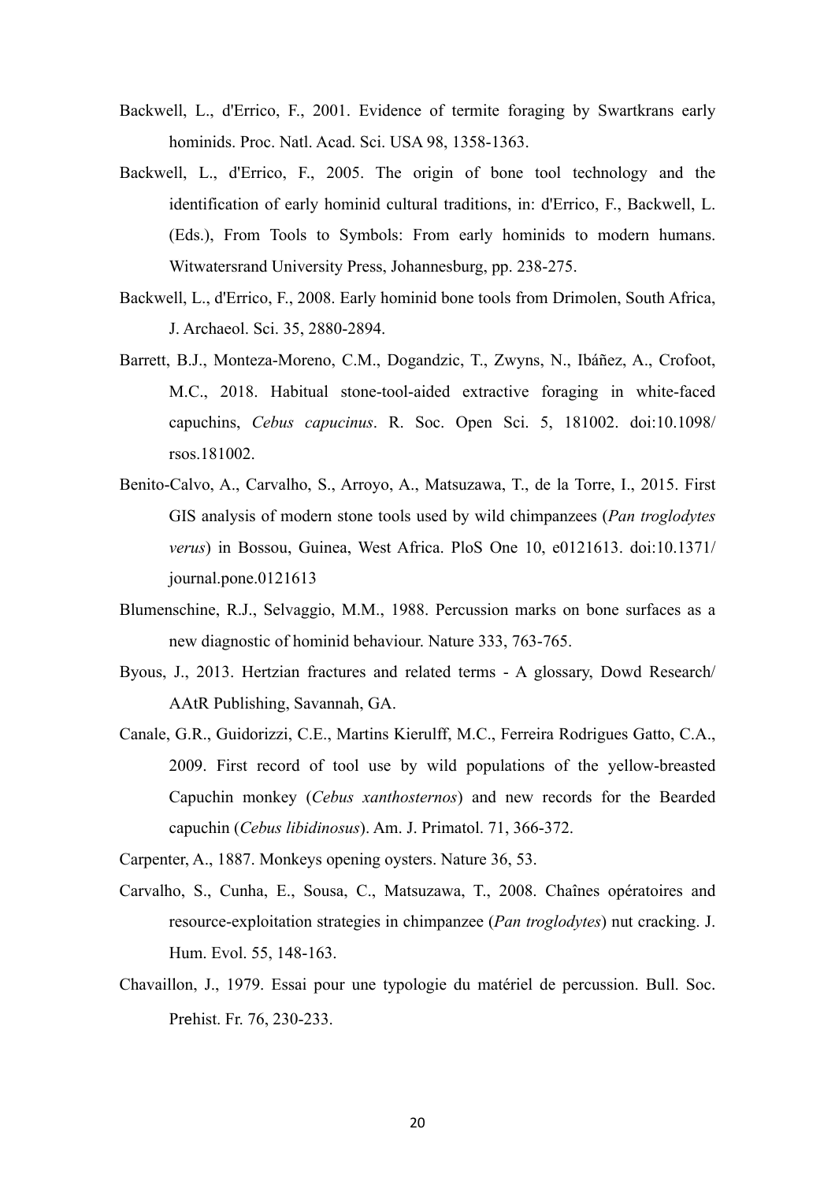Backwell, L., d'Errico, F., 2001. Evidence of termite foraging by Swartkrans early hominids. Proc. Natl. Acad. Sci. USA 98, 1358-1363.

Backwell, L., d'Errico, F., 2005. The origin of bone tool technology and the identification of early hominid cultural traditions, in: d'Errico, F., Backwell, L. (Eds.), From Tools to Symbols: From early hominids to modern humans. Witwatersrand University Press, Johannesburg, pp. 238-275.

Backwell, L., d'Errico, F., 2008. Early hominid bone tools from Drimolen, South Africa, J. Archaeol. Sci. 35, 2880-2894.

Barrett, B.J., Monteza-Moreno, C.M., Dogandzic, T., Zwyns, N., Ibáñez, A., Crofoot, M.C., 2018. Habitual stone-tool-aided extractive foraging in white-faced capuchins, *Cebus capucinus*. R. Soc. Open Sci. 5, 181002. doi:10.1098/rsos.181002.

Benito-Calvo, A., Carvalho, S., Arroyo, A., Matsuzawa, T., de la Torre, I., 2015. First GIS analysis of modern stone tools used by wild chimpanzees (*Pan troglodytes verus*) in Bossou, Guinea, West Africa. PloS One 10, e0121613. doi:10.1371/journal.pone.0121613

Blumenschine, R.J., Selvaggio, M.M., 1988. Percussion marks on bone surfaces as a new diagnostic of hominid behaviour. Nature 333, 763-765.

Byous, J., 2013. Hertzian fractures and related terms - A glossary, Dowd Research/AAtR Publishing, Savannah, GA.

Canale, G.R., Guidorizzi, C.E., Martins Kierulff, M.C., Ferreira Rodrigues Gatto, C.A., 2009. First record of tool use by wild populations of the yellow-breasted Capuchin monkey (*Cebus xanthosternos*) and new records for the Bearded capuchin (*Cebus libidinosus*). Am. J. Primatol. 71, 366-372.

Carpenter, A., 1887. Monkeys opening oysters. Nature 36, 53.

Carvalho, S., Cunha, E., Sousa, C., Matsuzawa, T., 2008. Chaînes opératoires and resource-exploitation strategies in chimpanzee (*Pan troglodytes*) nut cracking. J. Hum. Evol. 55, 148-163.

Chavaillon, J., 1979. Essai pour une typologie du matériel de percussion. Bull. Soc. Prehist. Fr. 76, 230-233.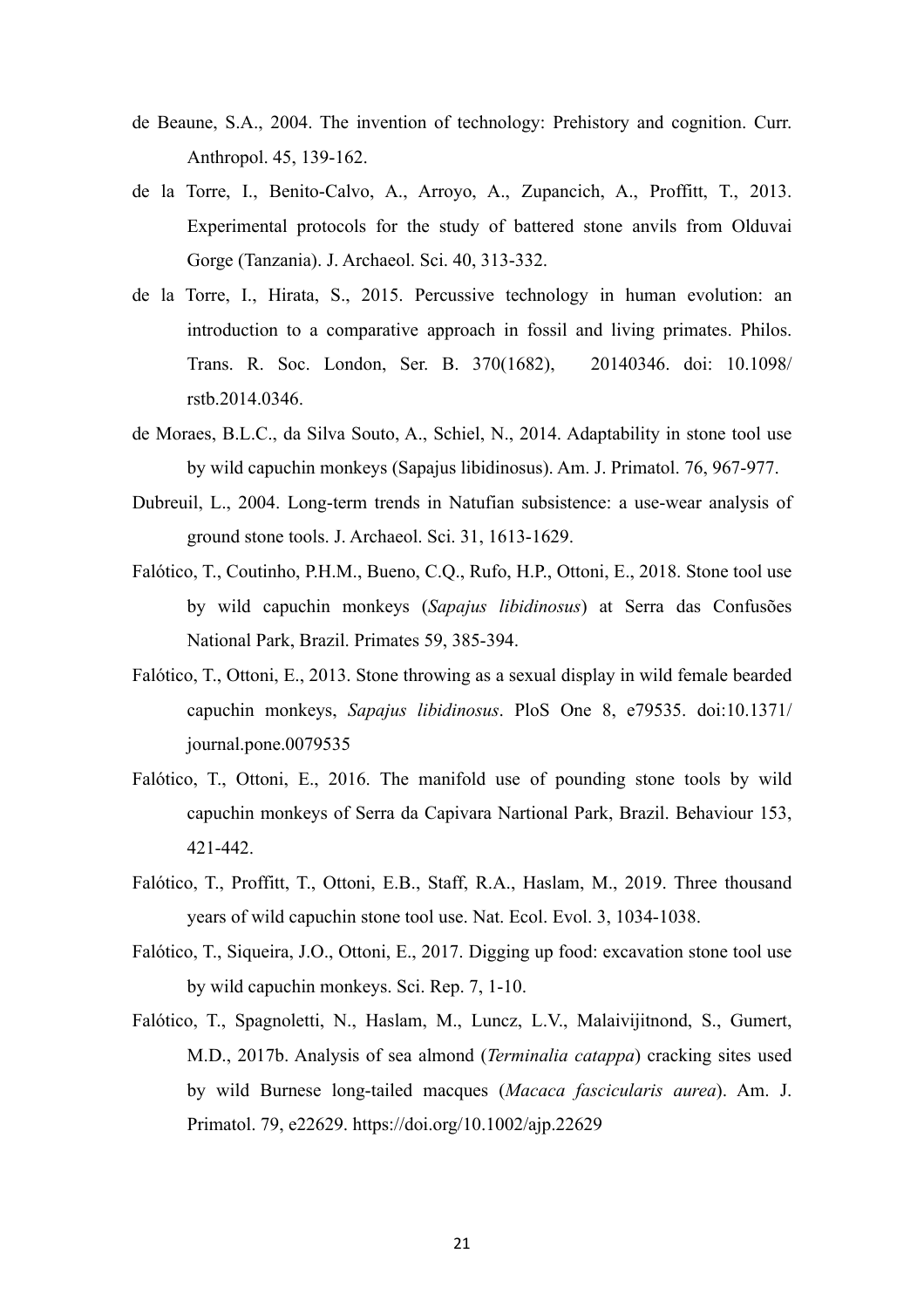de Beaune, S.A., 2004. The invention of technology: Prehistory and cognition. Curr. Anthropol. 45, 139-162.

de la Torre, I., Benito-Calvo, A., Arroyo, A., Zupancich, A., Proffitt, T., 2013. Experimental protocols for the study of battered stone anvils from Olduvai Gorge (Tanzania). J. Archaeol. Sci. 40, 313-332.

de la Torre, I., Hirata, S., 2015. Percussive technology in human evolution: an introduction to a comparative approach in fossil and living primates. Philos. Trans. R. Soc. London, Ser. B. 370(1682), 20140346. doi: 10.1098/rstb.2014.0346.

de Moraes, B.L.C., da Silva Souto, A., Schiel, N., 2014. Adaptability in stone tool use by wild capuchin monkeys (Sapajus libidinosus). Am. J. Primatol. 76, 967-977.

Dubreuil, L., 2004. Long-term trends in Natufian subsistence: a use-wear analysis of ground stone tools. J. Archaeol. Sci. 31, 1613-1629.

Falótico, T., Coutinho, P.H.M., Bueno, C.Q., Rufo, H.P., Ottoni, E., 2018. Stone tool use by wild capuchin monkeys (*Sapajus libidinosus*) at Serra das Confusões National Park, Brazil. Primates 59, 385-394.

Falótico, T., Ottoni, E., 2013. Stone throwing as a sexual display in wild female bearded capuchin monkeys, *Sapajus libidinosus*. PloS One 8, e79535. doi:10.1371/journal.pone.0079535

Falótico, T., Ottoni, E., 2016. The manifold use of pounding stone tools by wild capuchin monkeys of Serra da Capivara Nartional Park, Brazil. Behaviour 153, 421-442.

Falótico, T., Proffitt, T., Ottoni, E.B., Staff, R.A., Haslam, M., 2019. Three thousand years of wild capuchin stone tool use. Nat. Ecol. Evol. 3, 1034-1038.

Falótico, T., Siqueira, J.O., Ottoni, E., 2017. Digging up food: excavation stone tool use by wild capuchin monkeys. Sci. Rep. 7, 1-10.

Falótico, T., Spagnoletti, N., Haslam, M., Luncz, L.V., Malaivijitnond, S., Gumert, M.D., 2017b. Analysis of sea almond (*Terminalia catappa*) cracking sites used by wild Burnese long-tailed macques (*Macaca fascicularis aurea*). Am. J. Primatol. 79, e22629. https://doi.org/10.1002/ajp.22629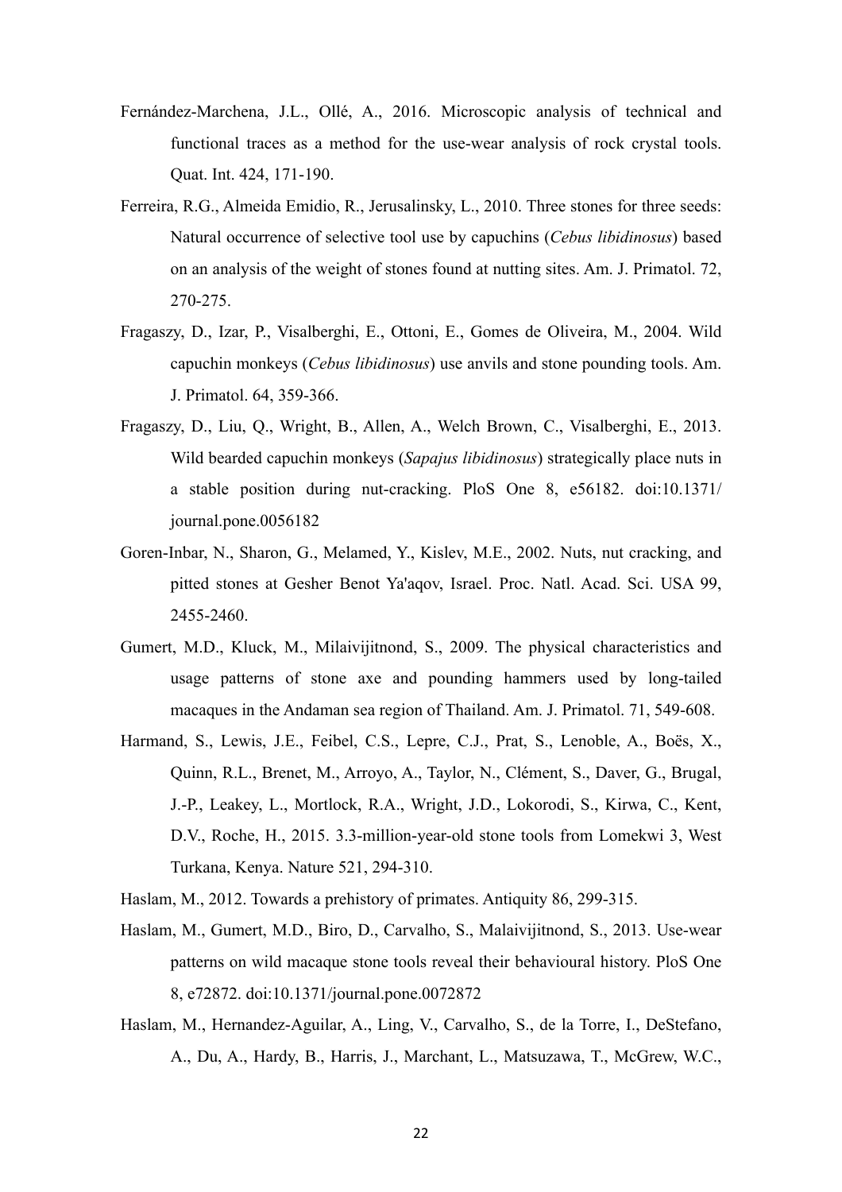Fernández-Marchena, J.L., Ollé, A., 2016. Microscopic analysis of technical and functional traces as a method for the use-wear analysis of rock crystal tools. Quat. Int. 424, 171-190.

Ferreira, R.G., Almeida Emidio, R., Jerusalinsky, L., 2010. Three stones for three seeds: Natural occurrence of selective tool use by capuchins (*Cebus libidinosus*) based on an analysis of the weight of stones found at nutting sites. Am. J. Primatol. 72, 270-275.

Fragaszy, D., Izar, P., Visalberghi, E., Ottoni, E., Gomes de Oliveira, M., 2004. Wild capuchin monkeys (*Cebus libidinosus*) use anvils and stone pounding tools. Am. J. Primatol. 64, 359-366.

Fragaszy, D., Liu, Q., Wright, B., Allen, A., Welch Brown, C., Visalberghi, E., 2013. Wild bearded capuchin monkeys (*Sapajus libidinosus*) strategically place nuts in a stable position during nut-cracking. PloS One 8, e56182. doi:10.1371/journal.pone.0056182

Goren-Inbar, N., Sharon, G., Melamed, Y., Kislev, M.E., 2002. Nuts, nut cracking, and pitted stones at Gesher Benot Ya'aqov, Israel. Proc. Natl. Acad. Sci. USA 99, 2455-2460.

Gumert, M.D., Kluck, M., Milaivijitnond, S., 2009. The physical characteristics and usage patterns of stone axe and pounding hammers used by long-tailed macaques in the Andaman sea region of Thailand. Am. J. Primatol. 71, 549-608.

Harmand, S., Lewis, J.E., Feibel, C.S., Lepre, C.J., Prat, S., Lenoble, A., Boës, X., Quinn, R.L., Brenet, M., Arroyo, A., Taylor, N., Clément, S., Daver, G., Brugal, J.-P., Leakey, L., Mortlock, R.A., Wright, J.D., Lokorodi, S., Kirwa, C., Kent, D.V., Roche, H., 2015. 3.3-million-year-old stone tools from Lomekwi 3, West Turkana, Kenya. Nature 521, 294-310.

Haslam, M., 2012. Towards a prehistory of primates. Antiquity 86, 299-315.

Haslam, M., Gumert, M.D., Biro, D., Carvalho, S., Malaivijitnond, S., 2013. Use-wear patterns on wild macaque stone tools reveal their behavioural history. PloS One 8, e72872. doi:10.1371/journal.pone.0072872

Haslam, M., Hernandez-Aguilar, A., Ling, V., Carvalho, S., de la Torre, I., DeStefano, A., Du, A., Hardy, B., Harris, J., Marchant, L., Matsuzawa, T., McGrew, W.C.,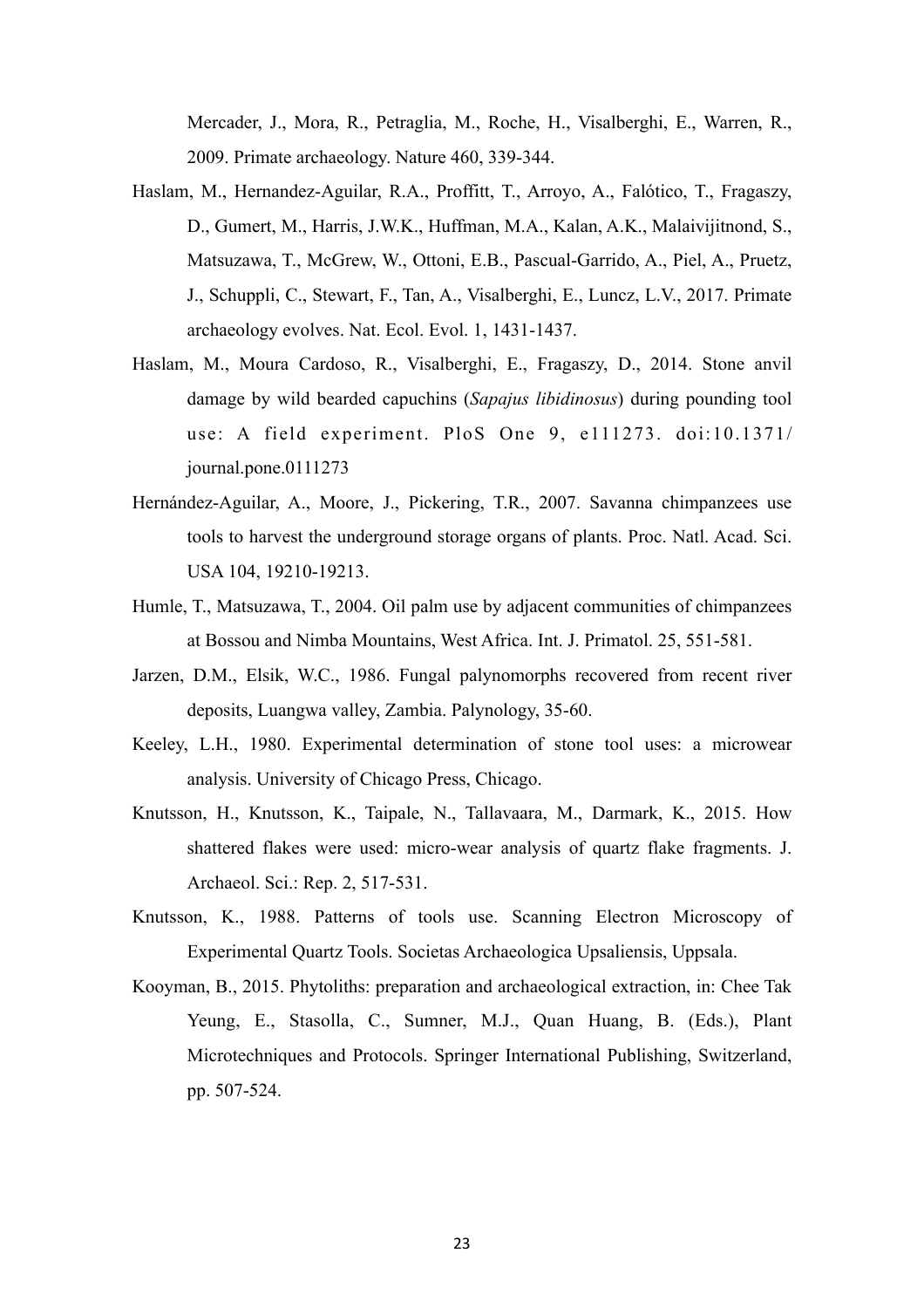Mercader, J., Mora, R., Petraglia, M., Roche, H., Visalberghi, E., Warren, R., 2009. Primate archaeology. Nature 460, 339-344.

Haslam, M., Hernandez-Aguilar, R.A., Proffitt, T., Arroyo, A., Falótico, T., Fragaszy, D., Gumert, M., Harris, J.W.K., Huffman, M.A., Kalan, A.K., Malaivijitnond, S., Matsuzawa, T., McGrew, W., Ottoni, E.B., Pascual-Garrido, A., Piel, A., Pruetz, J., Schuppli, C., Stewart, F., Tan, A., Visalberghi, E., Luncz, L.V., 2017. Primate archaeology evolves. Nat. Ecol. Evol. 1, 1431-1437.

Haslam, M., Moura Cardoso, R., Visalberghi, E., Fragaszy, D., 2014. Stone anvil damage by wild bearded capuchins (*Sapajus libidinosus*) during pounding tool use: A field experiment. PloS One 9, e111273. doi:10.1371/journal.pone.0111273

Hernández-Aguilar, A., Moore, J., Pickering, T.R., 2007. Savanna chimpanzees use tools to harvest the underground storage organs of plants. Proc. Natl. Acad. Sci. USA 104, 19210-19213.

Humle, T., Matsuzawa, T., 2004. Oil palm use by adjacent communities of chimpanzees at Bossou and Nimba Mountains, West Africa. Int. J. Primatol. 25, 551-581.

Jarzen, D.M., Elsik, W.C., 1986. Fungal palynomorphs recovered from recent river deposits, Luangwa valley, Zambia. Palynology, 35-60.

Keeley, L.H., 1980. Experimental determination of stone tool uses: a microwear analysis. University of Chicago Press, Chicago.

Knutsson, H., Knutsson, K., Taipale, N., Tallavaara, M., Darmark, K., 2015. How shattered flakes were used: micro-wear analysis of quartz flake fragments. J. Archaeol. Sci.: Rep. 2, 517-531.

Knutsson, K., 1988. Patterns of tools use. Scanning Electron Microscopy of Experimental Quartz Tools. Societas Archaeologica Upsaliensis, Uppsala.

Kooyman, B., 2015. Phytoliths: preparation and archaeological extraction, in: Chee Tak Yeung, E., Stasolla, C., Sumner, M.J., Quan Huang, B. (Eds.), Plant Microtechniques and Protocols. Springer International Publishing, Switzerland, pp. 507-524.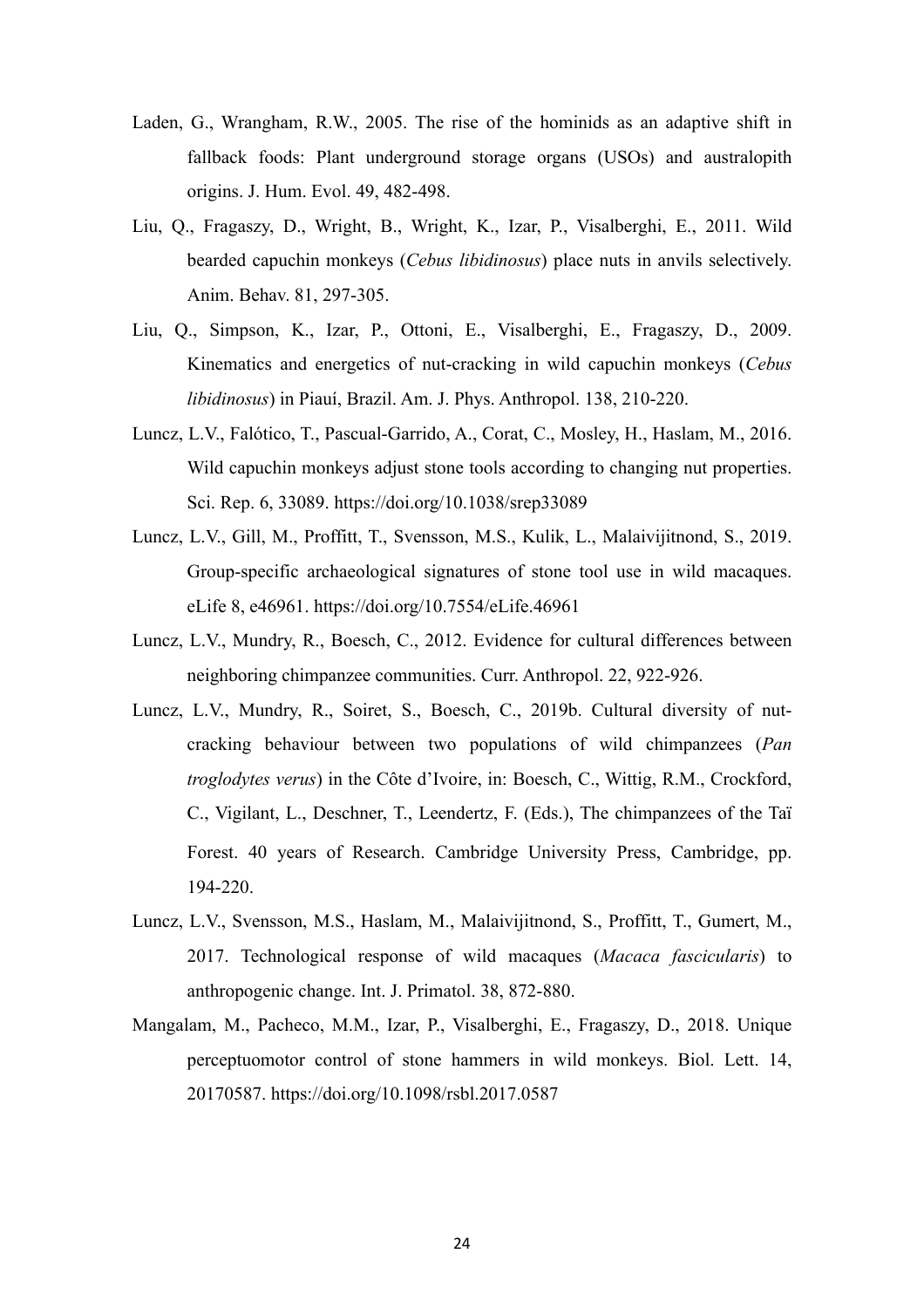Laden, G., Wrangham, R.W., 2005. The rise of the hominids as an adaptive shift in fallback foods: Plant underground storage organs (USOs) and australopith origins. J. Hum. Evol. 49, 482-498.

Liu, Q., Fragaszy, D., Wright, B., Wright, K., Izar, P., Visalberghi, E., 2011. Wild bearded capuchin monkeys (*Cebus libidinosus*) place nuts in anvils selectively. Anim. Behav. 81, 297-305.

Liu, Q., Simpson, K., Izar, P., Ottoni, E., Visalberghi, E., Fragaszy, D., 2009. Kinematics and energetics of nut-cracking in wild capuchin monkeys (*Cebus libidinosus*) in Piauí, Brazil. Am. J. Phys. Anthropol. 138, 210-220.

Luncz, L.V., Falótico, T., Pascual-Garrido, A., Corat, C., Mosley, H., Haslam, M., 2016. Wild capuchin monkeys adjust stone tools according to changing nut properties. Sci. Rep. 6, 33089. https://doi.org/10.1038/srep33089

Luncz, L.V., Gill, M., Proffitt, T., Svensson, M.S., Kulik, L., Malaivijitnond, S., 2019. Group-specific archaeological signatures of stone tool use in wild macaques. eLife 8, e46961. https://doi.org/10.7554/eLife.46961

Luncz, L.V., Mundry, R., Boesch, C., 2012. Evidence for cultural differences between neighboring chimpanzee communities. Curr. Anthropol. 22, 922-926.

Luncz, L.V., Mundry, R., Soiret, S., Boesch, C., 2019b. Cultural diversity of nut-cracking behaviour between two populations of wild chimpanzees (*Pan troglodytes verus*) in the Côte d'Ivoire, in: Boesch, C., Wittig, R.M., Crockford, C., Vigilant, L., Deschner, T., Leendertz, F. (Eds.), The chimpanzees of the Taï Forest. 40 years of Research. Cambridge University Press, Cambridge, pp. 194-220.

Luncz, L.V., Svensson, M.S., Haslam, M., Malaivijitnond, S., Proffitt, T., Gumert, M., 2017. Technological response of wild macaques (*Macaca fascicularis*) to anthropogenic change. Int. J. Primatol. 38, 872-880.

Mangalam, M., Pacheco, M.M., Izar, P., Visalberghi, E., Fragaszy, D., 2018. Unique perceptuomotor control of stone hammers in wild monkeys. Biol. Lett. 14, 20170587. https://doi.org/10.1098/rsbl.2017.0587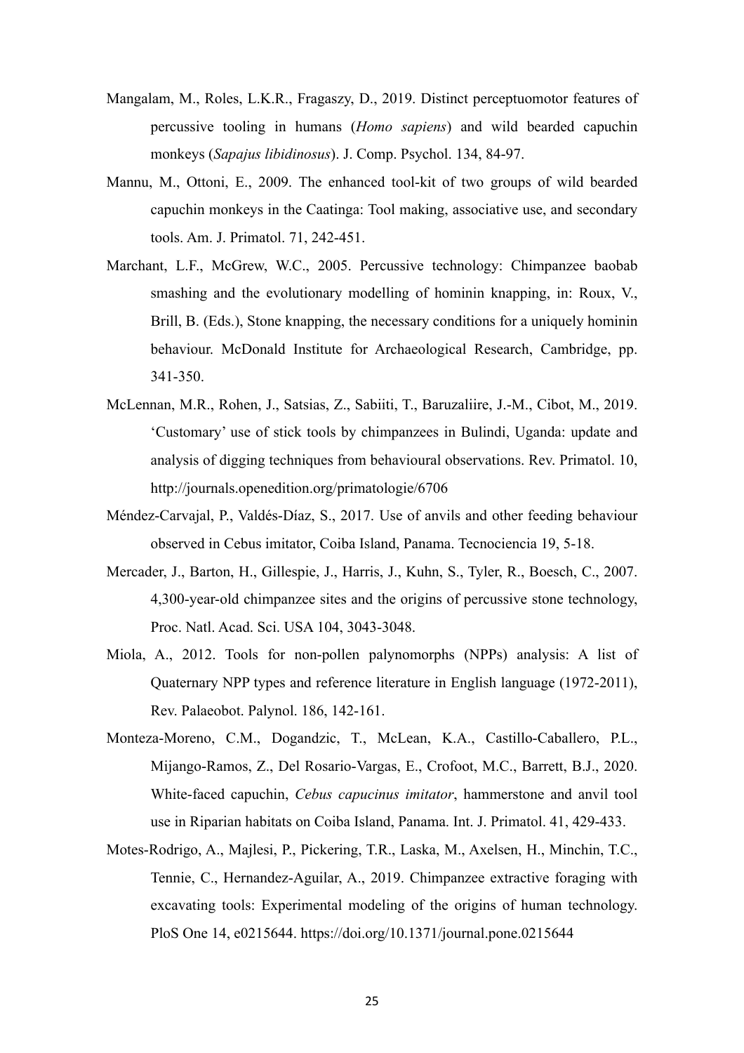Mangalam, M., Roles, L.K.R., Fragaszy, D., 2019. Distinct perceptuomotor features of percussive tooling in humans (*Homo sapiens*) and wild bearded capuchin monkeys (*Sapajus libidinosus*). J. Comp. Psychol. 134, 84-97.

Mannu, M., Ottoni, E., 2009. The enhanced tool-kit of two groups of wild bearded capuchin monkeys in the Caatinga: Tool making, associative use, and secondary tools. Am. J. Primatol. 71, 242-451.

Marchant, L.F., McGrew, W.C., 2005. Percussive technology: Chimpanzee baobab smashing and the evolutionary modelling of hominin knapping, in: Roux, V., Brill, B. (Eds.), Stone knapping, the necessary conditions for a uniquely hominin behaviour. McDonald Institute for Archaeological Research, Cambridge, pp. 341-350.

McLennan, M.R., Rohen, J., Satsias, Z., Sabiiti, T., Baruzaliire, J.-M., Cibot, M., 2019. 'Customary' use of stick tools by chimpanzees in Bulindi, Uganda: update and analysis of digging techniques from behavioural observations. Rev. Primatol. 10, http://journals.openedition.org/primatologie/6706

Méndez-Carvajal, P., Valdés-Díaz, S., 2017. Use of anvils and other feeding behaviour observed in Cebus imitator, Coiba Island, Panama. Tecnociencia 19, 5-18.

Mercader, J., Barton, H., Gillespie, J., Harris, J., Kuhn, S., Tyler, R., Boesch, C., 2007. 4,300-year-old chimpanzee sites and the origins of percussive stone technology, Proc. Natl. Acad. Sci. USA 104, 3043-3048.

Miola, A., 2012. Tools for non-pollen palynomorphs (NPPs) analysis: A list of Quaternary NPP types and reference literature in English language (1972-2011), Rev. Palaeobot. Palynol. 186, 142-161.

Monteza-Moreno, C.M., Dogandzic, T., McLean, K.A., Castillo-Caballero, P.L., Mijango-Ramos, Z., Del Rosario-Vargas, E., Crofoot, M.C., Barrett, B.J., 2020. White-faced capuchin, *Cebus capucinus imitator*, hammerstone and anvil tool use in Riparian habitats on Coiba Island, Panama. Int. J. Primatol. 41, 429-433.

Motes-Rodrigo, A., Majlesi, P., Pickering, T.R., Laska, M., Axelsen, H., Minchin, T.C., Tennie, C., Hernandez-Aguilar, A., 2019. Chimpanzee extractive foraging with excavating tools: Experimental modeling of the origins of human technology. PloS One 14, e0215644. https://doi.org/10.1371/journal.pone.0215644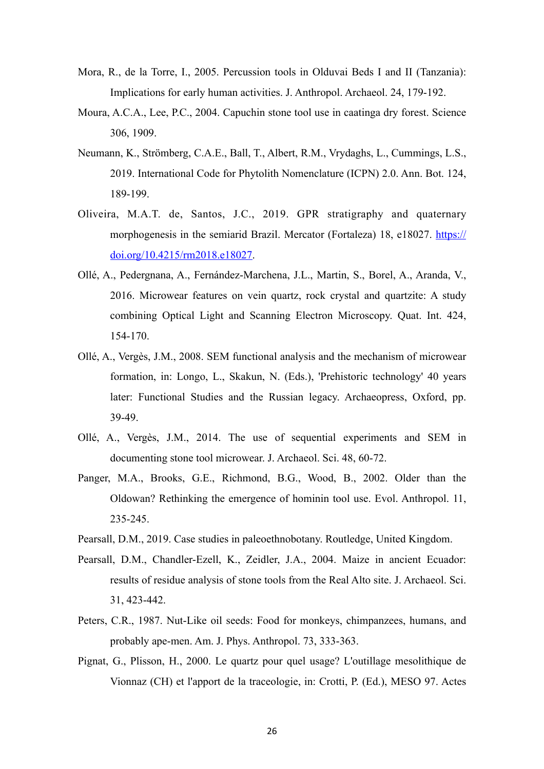Mora, R., de la Torre, I., 2005. Percussion tools in Olduvai Beds I and II (Tanzania): Implications for early human activities. J. Anthropol. Archaeol. 24, 179-192.

Moura, A.C.A., Lee, P.C., 2004. Capuchin stone tool use in caatinga dry forest. Science 306, 1909.

Neumann, K., Strömberg, C.A.E., Ball, T., Albert, R.M., Vrydaghs, L., Cummings, L.S., 2019. International Code for Phytolith Nomenclature (ICPN) 2.0. Ann. Bot. 124, 189-199.

Oliveira, M.A.T. de, Santos, J.C., 2019. GPR stratigraphy and quaternary morphogenesis in the semiarid Brazil. Mercator (Fortaleza) 18, e18027. https://doi.org/10.4215/rm2018.e18027.

Ollé, A., Pedergnana, A., Fernández-Marchena, J.L., Martin, S., Borel, A., Aranda, V., 2016. Microwear features on vein quartz, rock crystal and quartzite: A study combining Optical Light and Scanning Electron Microscopy. Quat. Int. 424, 154-170.

Ollé, A., Vergès, J.M., 2008. SEM functional analysis and the mechanism of microwear formation, in: Longo, L., Skakun, N. (Eds.), 'Prehistoric technology' 40 years later: Functional Studies and the Russian legacy. Archaeopress, Oxford, pp. 39-49.

Ollé, A., Vergès, J.M., 2014. The use of sequential experiments and SEM in documenting stone tool microwear. J. Archaeol. Sci. 48, 60-72.

Panger, M.A., Brooks, G.E., Richmond, B.G., Wood, B., 2002. Older than the Oldowan? Rethinking the emergence of hominin tool use. Evol. Anthropol. 11, 235-245.

Pearsall, D.M., 2019. Case studies in paleoethnobotany. Routledge, United Kingdom.

Pearsall, D.M., Chandler-Ezell, K., Zeidler, J.A., 2004. Maize in ancient Ecuador: results of residue analysis of stone tools from the Real Alto site. J. Archaeol. Sci. 31, 423-442.

Peters, C.R., 1987. Nut-Like oil seeds: Food for monkeys, chimpanzees, humans, and probably ape-men. Am. J. Phys. Anthropol. 73, 333-363.

Pignat, G., Plisson, H., 2000. Le quartz pour quel usage? L'outillage mesolithique de Vionnaz (CH) et l'apport de la traceologie, in: Crotti, P. (Ed.), MESO 97. Actes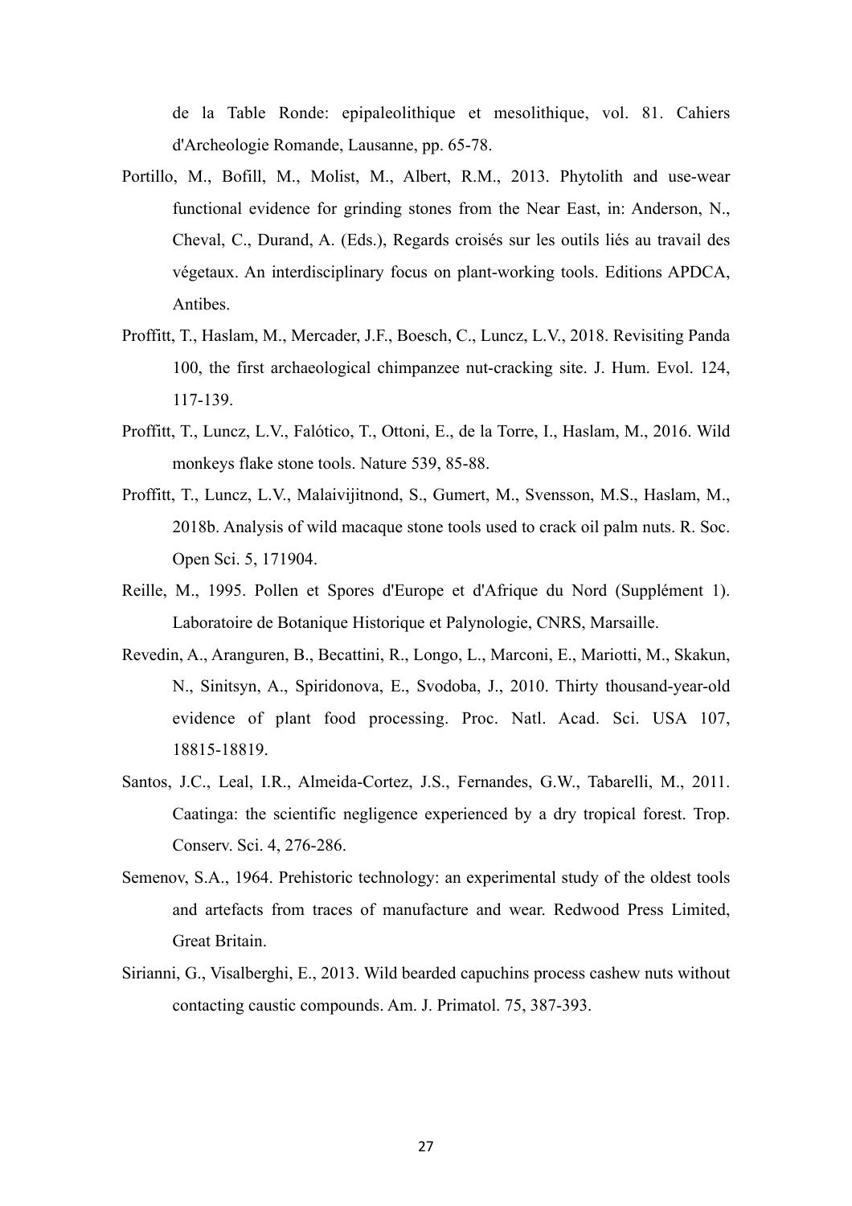de la Table Ronde: epipaleolithique et mesolithique, vol. 81. Cahiers d'Archeologie Romande, Lausanne, pp. 65-78.

Portillo, M., Bofill, M., Molist, M., Albert, R.M., 2013. Phytolith and use-wear functional evidence for grinding stones from the Near East, in: Anderson, N., Cheval, C., Durand, A. (Eds.), Regards croisés sur les outils liés au travail des végetaux. An interdisciplinary focus on plant-working tools. Editions APDCA, Antibes.

Proffitt, T., Haslam, M., Mercader, J.F., Boesch, C., Luncz, L.V., 2018. Revisiting Panda 100, the first archaeological chimpanzee nut-cracking site. J. Hum. Evol. 124, 117-139.

Proffitt, T., Luncz, L.V., Falótico, T., Ottoni, E., de la Torre, I., Haslam, M., 2016. Wild monkeys flake stone tools. Nature 539, 85-88.

Proffitt, T., Luncz, L.V., Malaivijitnond, S., Gumert, M., Svensson, M.S., Haslam, M., 2018b. Analysis of wild macaque stone tools used to crack oil palm nuts. R. Soc. Open Sci. 5, 171904.

Reille, M., 1995. Pollen et Spores d'Europe et d'Afrique du Nord (Supplément 1). Laboratoire de Botanique Historique et Palynologie, CNRS, Marsaille.

Revedin, A., Aranguren, B., Becattini, R., Longo, L., Marconi, E., Mariotti, M., Skakun, N., Sinitsyn, A., Spiridonova, E., Svodoba, J., 2010. Thirty thousand-year-old evidence of plant food processing. Proc. Natl. Acad. Sci. USA 107, 18815-18819.

Santos, J.C., Leal, I.R., Almeida-Cortez, J.S., Fernandes, G.W., Tabarelli, M., 2011. Caatinga: the scientific negligence experienced by a dry tropical forest. Trop. Conserv. Sci. 4, 276-286.

Semenov, S.A., 1964. Prehistoric technology: an experimental study of the oldest tools and artefacts from traces of manufacture and wear. Redwood Press Limited, Great Britain.

Sirianni, G., Visalberghi, E., 2013. Wild bearded capuchins process cashew nuts without contacting caustic compounds. Am. J. Primatol. 75, 387-393.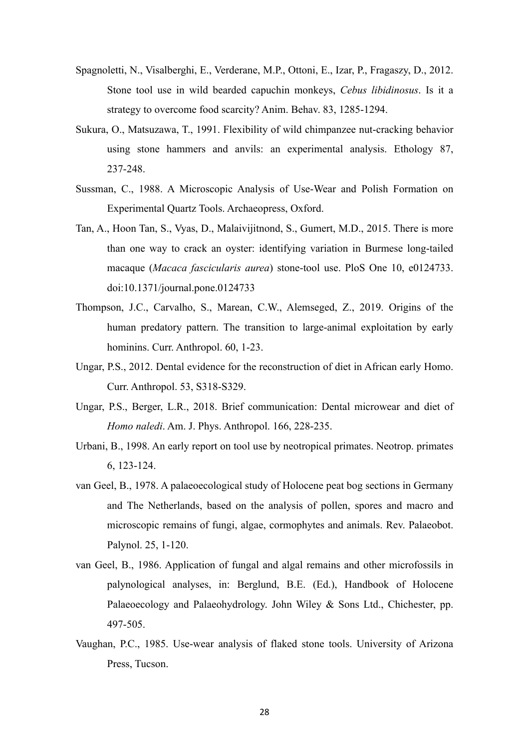Spagnoletti, N., Visalberghi, E., Verderane, M.P., Ottoni, E., Izar, P., Fragaszy, D., 2012. Stone tool use in wild bearded capuchin monkeys, *Cebus libidinosus*. Is it a strategy to overcome food scarcity? Anim. Behav. 83, 1285-1294.

Sukura, O., Matsuzawa, T., 1991. Flexibility of wild chimpanzee nut-cracking behavior using stone hammers and anvils: an experimental analysis. Ethology 87, 237-248.

Sussman, C., 1988. A Microscopic Analysis of Use-Wear and Polish Formation on Experimental Quartz Tools. Archaeopress, Oxford.

Tan, A., Hoon Tan, S., Vyas, D., Malaivijitnond, S., Gumert, M.D., 2015. There is more than one way to crack an oyster: identifying variation in Burmese long-tailed macaque (*Macaca fascicularis aurea*) stone-tool use. PloS One 10, e0124733. doi:10.1371/journal.pone.0124733

Thompson, J.C., Carvalho, S., Marean, C.W., Alemseged, Z., 2019. Origins of the human predatory pattern. The transition to large-animal exploitation by early hominins. Curr. Anthropol. 60, 1-23.

Ungar, P.S., 2012. Dental evidence for the reconstruction of diet in African early Homo. Curr. Anthropol. 53, S318-S329.

Ungar, P.S., Berger, L.R., 2018. Brief communication: Dental microwear and diet of *Homo naledi*. Am. J. Phys. Anthropol. 166, 228-235.

Urbani, B., 1998. An early report on tool use by neotropical primates. Neotrop. primates 6, 123-124.

van Geel, B., 1978. A palaeoecological study of Holocene peat bog sections in Germany and The Netherlands, based on the analysis of pollen, spores and macro and microscopic remains of fungi, algae, cormophytes and animals. Rev. Palaeobot. Palynol. 25, 1-120.

van Geel, B., 1986. Application of fungal and algal remains and other microfossils in palynological analyses, in: Berglund, B.E. (Ed.), Handbook of Holocene Palaeoecology and Palaeohydrology. John Wiley & Sons Ltd., Chichester, pp. 497-505.

Vaughan, P.C., 1985. Use-wear analysis of flaked stone tools. University of Arizona Press, Tucson.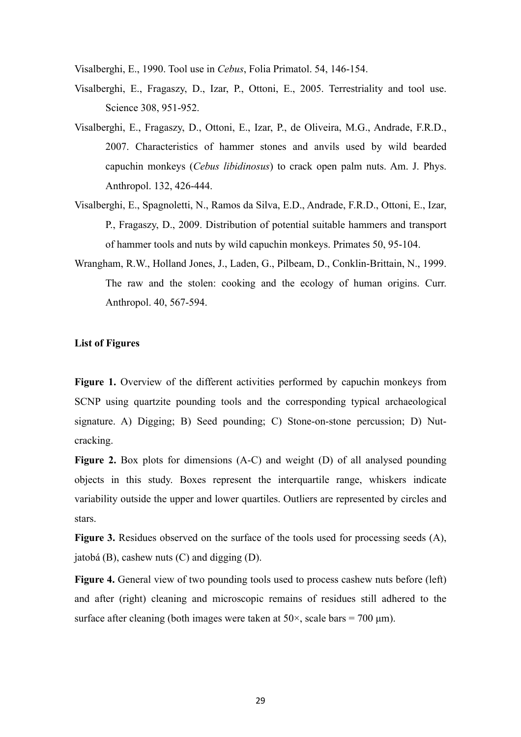Visalberghi, E., 1990. Tool use in *Cebus*, Folia Primatol. 54, 146-154.

Visalberghi, E., Fragaszy, D., Izar, P., Ottoni, E., 2005. Terrestriality and tool use. Science 308, 951-952.

Visalberghi, E., Fragaszy, D., Ottoni, E., Izar, P., de Oliveira, M.G., Andrade, F.R.D., 2007. Characteristics of hammer stones and anvils used by wild bearded capuchin monkeys (*Cebus libidinosus*) to crack open palm nuts. Am. J. Phys. Anthropol. 132, 426-444.

Visalberghi, E., Spagnoletti, N., Ramos da Silva, E.D., Andrade, F.R.D., Ottoni, E., Izar, P., Fragaszy, D., 2009. Distribution of potential suitable hammers and transport of hammer tools and nuts by wild capuchin monkeys. Primates 50, 95-104.

Wrangham, R.W., Holland Jones, J., Laden, G., Pilbeam, D., Conklin-Brittain, N., 1999. The raw and the stolen: cooking and the ecology of human origins. Curr. Anthropol. 40, 567-594.

**List of Figures**

**Figure 1.** Overview of the different activities performed by capuchin monkeys from SCNP using quartzite pounding tools and the corresponding typical archaeological signature. A) Digging; B) Seed pounding; C) Stone-on-stone percussion; D) Nut-cracking.

**Figure 2.** Box plots for dimensions (A-C) and weight (D) of all analysed pounding objects in this study. Boxes represent the interquartile range, whiskers indicate variability outside the upper and lower quartiles. Outliers are represented by circles and stars.

**Figure 3.** Residues observed on the surface of the tools used for processing seeds (A), jatobá (B), cashew nuts (C) and digging (D).

**Figure 4.** General view of two pounding tools used to process cashew nuts before (left) and after (right) cleaning and microscopic remains of residues still adhered to the surface after cleaning (both images were taken at 50×, scale bars = 700 μm).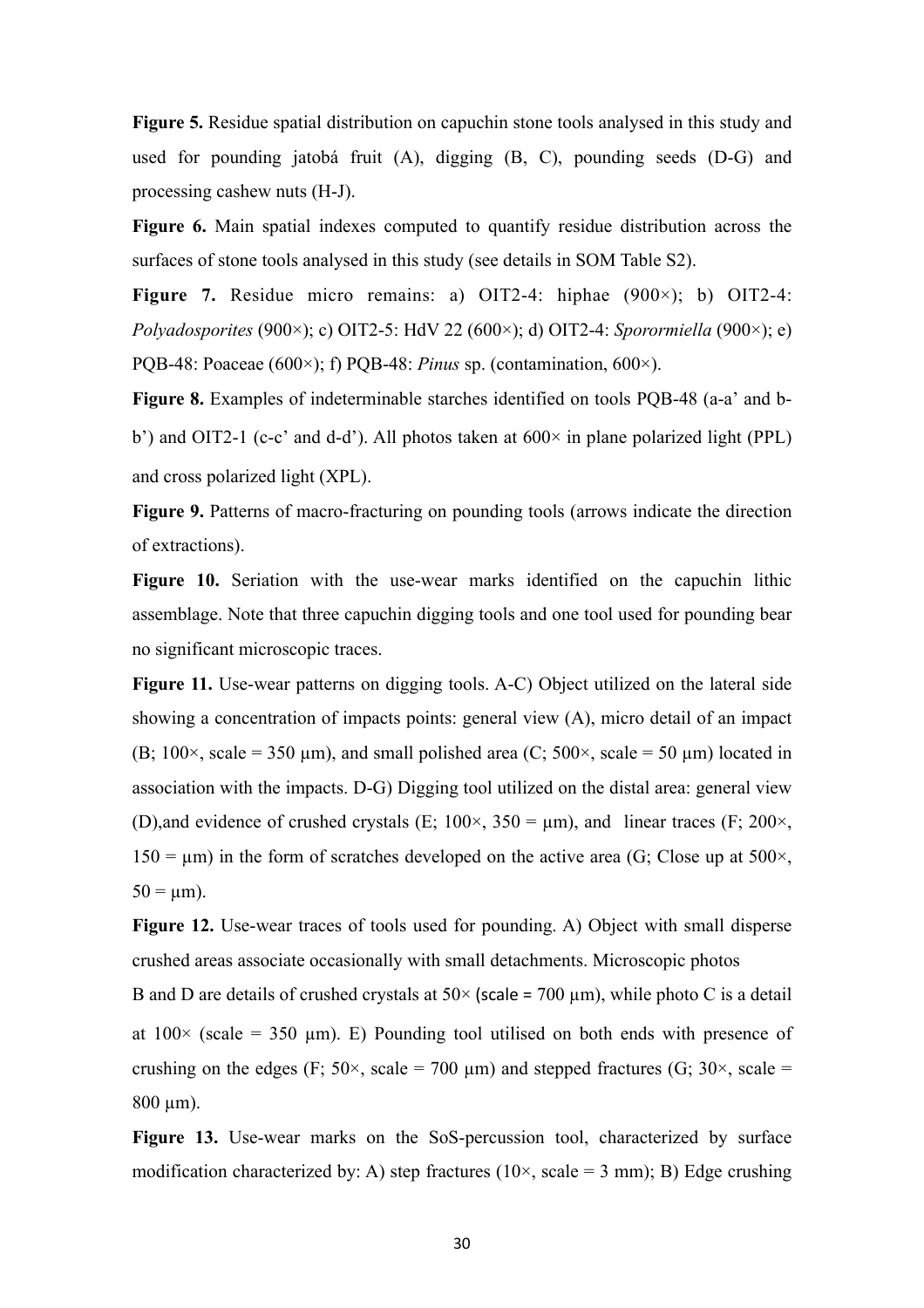**Figure 5.** Residue spatial distribution on capuchin stone tools analysed in this study and used for pounding jatobá fruit (A), digging (B, C), pounding seeds (D-G) and processing cashew nuts (H-J).

**Figure 6.** Main spatial indexes computed to quantify residue distribution across the surfaces of stone tools analysed in this study (see details in SOM Table S2).

**Figure 7.** Residue micro remains: a) OIT2-4: hiphae (900×); b) OIT2-4: *Polyadosporites* (900×); c) OIT2-5: HdV 22 (600×); d) OIT2-4: *Sporormiella* (900×); e) PQB-48: Poaceae (600×); f) PQB-48: *Pinus* sp. (contamination, 600×).

**Figure 8.** Examples of indeterminable starches identified on tools PQB-48 (a-a' and b-b') and OIT2-1 (c-c' and d-d'). All photos taken at 600× in plane polarized light (PPL) and cross polarized light (XPL).

**Figure 9.** Patterns of macro-fracturing on pounding tools (arrows indicate the direction of extractions).

**Figure 10.** Seriation with the use-wear marks identified on the capuchin lithic assemblage. Note that three capuchin digging tools and one tool used for pounding bear no significant microscopic traces.

**Figure 11.** Use-wear patterns on digging tools. A-C) Object utilized on the lateral side showing a concentration of impacts points: general view (A), micro detail of an impact (B; 100×, scale = 350 µm), and small polished area (C; 500×, scale = 50 µm) located in association with the impacts. D-G) Digging tool utilized on the distal area: general view (D),and evidence of crushed crystals (E; 100×, 350 = µm), and linear traces (F; 200×, 150 = µm) in the form of scratches developed on the active area (G; Close up at 500×, 50 = µm).

**Figure 12.** Use-wear traces of tools used for pounding. A) Object with small disperse crushed areas associate occasionally with small detachments. Microscopic photos B and D are details of crushed crystals at 50× (scale = 700 µm), while photo C is a detail at 100× (scale = 350 µm). E) Pounding tool utilised on both ends with presence of crushing on the edges (F; 50×, scale = 700 µm) and stepped fractures (G; 30×, scale = 800 µm).

**Figure 13.** Use-wear marks on the SoS-percussion tool, characterized by surface modification characterized by: A) step fractures (10×, scale = 3 mm); B) Edge crushing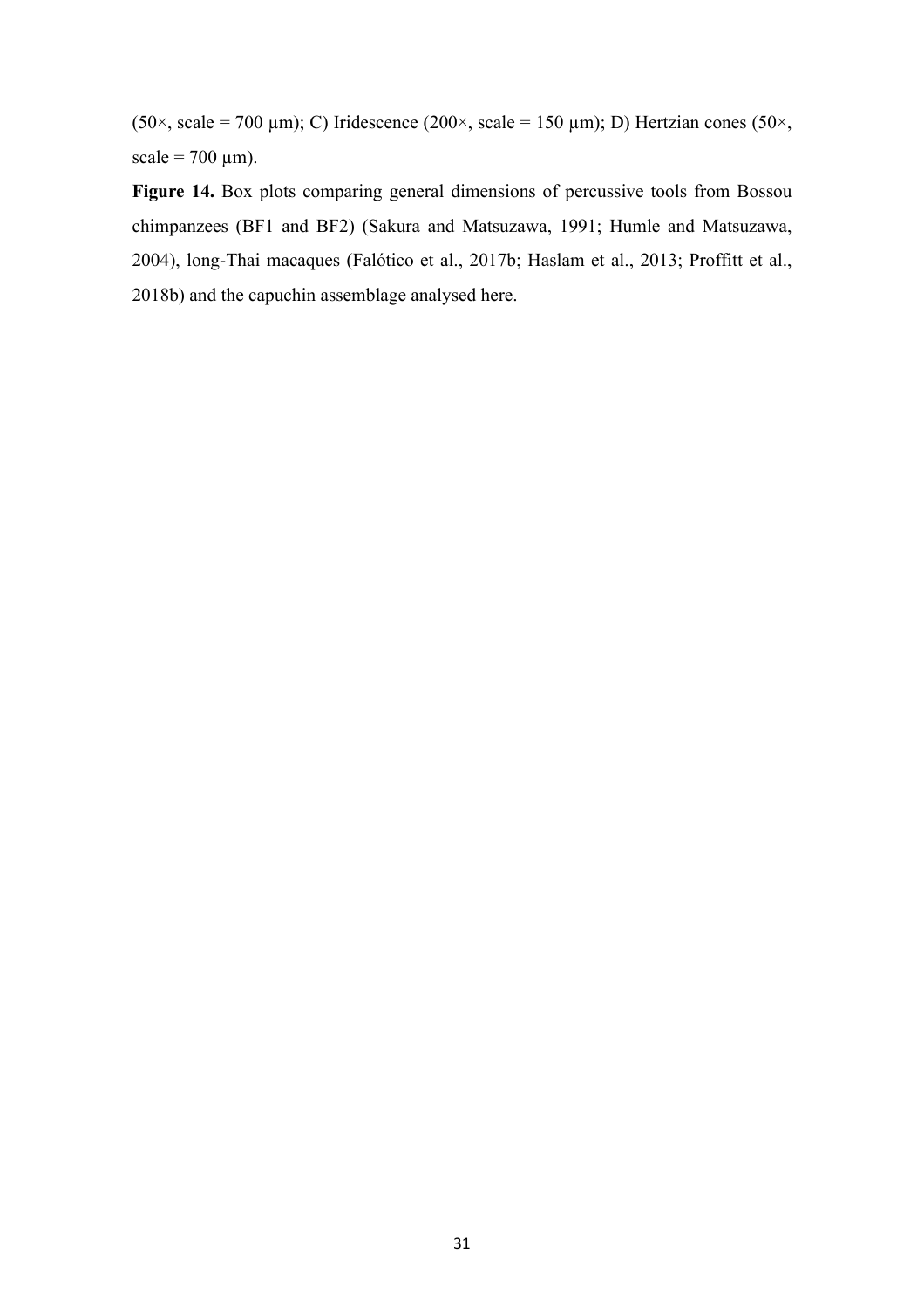(50×, scale = 700 μm); C) Iridescence (200×, scale = 150 μm); D) Hertzian cones (50×, scale = 700 μm).

**Figure 14.** Box plots comparing general dimensions of percussive tools from Bossou chimpanzees (BF1 and BF2) (Sakura and Matsuzawa, 1991; Humle and Matsuzawa, 2004), long-Thai macaques (Falótico et al., 2017b; Haslam et al., 2013; Proffitt et al., 2018b) and the capuchin assemblage analysed here.